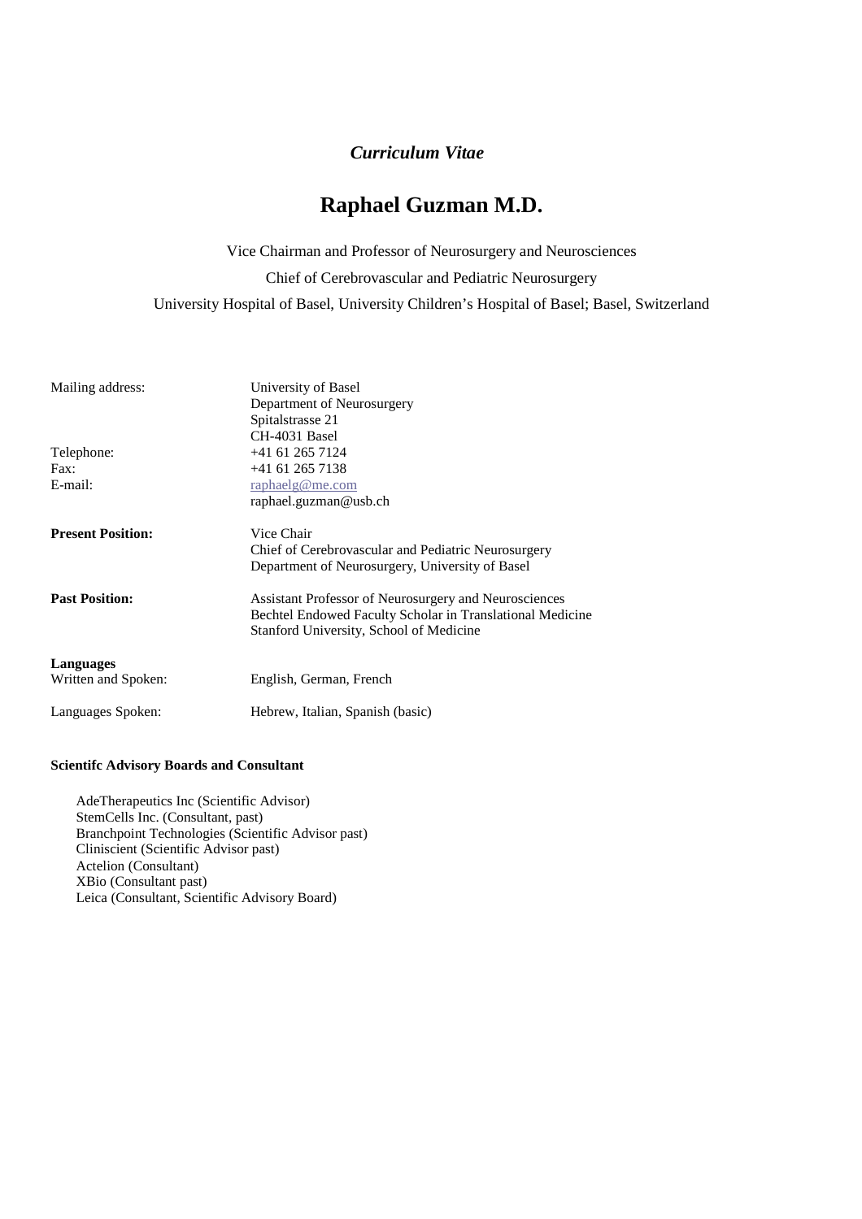*Curriculum Vitae*

# Raphael Guzman M.D.

Vice Chairman and Professor of Neurosurgery and Neurosciences

Chief of Cerebrovascular and Pediatric Neurosurgery

University Hospital of Basel, University Children's Hospital of Basel; Basel, Switzerland

| | |
|---|---|
| Mailing address: | University of Basel<br>Department of Neurosurgery<br>Spitalstrasse 21<br>CH-4031 Basel |
| Telephone: | +41 61 265 7124 |
| Fax: | +41 61 265 7138 |
| E-mail: | raphaelg@me.com<br>raphael.guzman@usb.ch |
| **Present Position:** | Vice Chair<br>Chief of Cerebrovascular and Pediatric Neurosurgery<br>Department of Neurosurgery, University of Basel |
| **Past Position:** | Assistant Professor of Neurosurgery and Neurosciences<br>Bechtel Endowed Faculty Scholar in Translational Medicine<br>Stanford University, School of Medicine |
| **Languages**<br>Written and Spoken: | English, German, French |
| Languages Spoken: | Hebrew, Italian, Spanish (basic) |

**Scientifc Advisory Boards and Consultant**

AdeTherapeutics Inc (Scientific Advisor)
StemCells Inc. (Consultant, past)
Branchpoint Technologies (Scientific Advisor past)
Cliniscient (Scientific Advisor past)
Actelion (Consultant)
XBio (Consultant past)
Leica (Consultant, Scientific Advisory Board)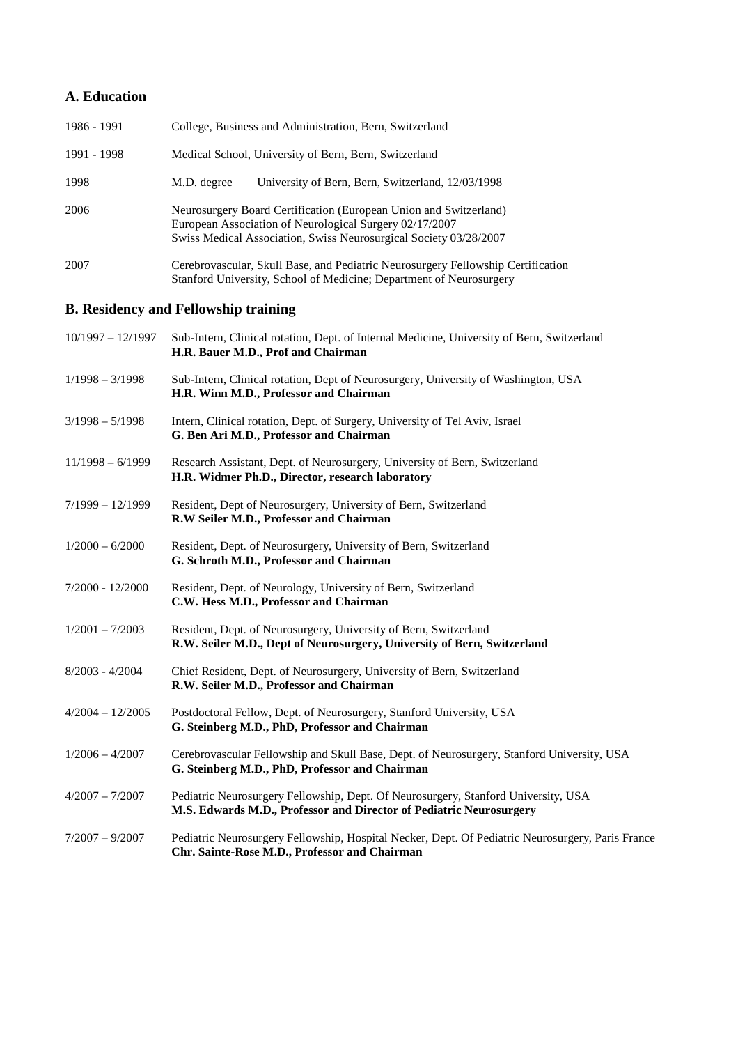## A. Education

| | |
|---|---|
| 1986 - 1991 | College, Business and Administration, Bern, Switzerland |
| 1991 - 1998 | Medical School, University of Bern, Bern, Switzerland |
| 1998 | M.D. degree    University of Bern, Bern, Switzerland, 12/03/1998 |
| 2006 | Neurosurgery Board Certification (European Union and Switzerland)<br>European Association of Neurological Surgery 02/17/2007<br>Swiss Medical Association, Swiss Neurosurgical Society 03/28/2007 |
| 2007 | Cerebrovascular, Skull Base, and Pediatric Neurosurgery Fellowship Certification<br>Stanford University, School of Medicine; Department of Neurosurgery |

## B. Residency and Fellowship training

| | |
|---|---|
| 10/1997 – 12/1997 | Sub-Intern, Clinical rotation, Dept. of Internal Medicine, University of Bern, Switzerland<br>**H.R. Bauer M.D., Prof and Chairman** |
| 1/1998 – 3/1998 | Sub-Intern, Clinical rotation, Dept of Neurosurgery, University of Washington, USA<br>**H.R. Winn M.D., Professor and Chairman** |
| 3/1998 – 5/1998 | Intern, Clinical rotation, Dept. of Surgery, University of Tel Aviv, Israel<br>**G. Ben Ari M.D., Professor and Chairman** |
| 11/1998 – 6/1999 | Research Assistant, Dept. of Neurosurgery, University of Bern, Switzerland<br>**H.R. Widmer Ph.D., Director, research laboratory** |
| 7/1999 – 12/1999 | Resident, Dept of Neurosurgery, University of Bern, Switzerland<br>**R.W Seiler M.D., Professor and Chairman** |
| 1/2000 – 6/2000 | Resident, Dept. of Neurosurgery, University of Bern, Switzerland<br>**G. Schroth M.D., Professor and Chairman** |
| 7/2000 - 12/2000 | Resident, Dept. of Neurology, University of Bern, Switzerland<br>**C.W. Hess M.D., Professor and Chairman** |
| 1/2001 – 7/2003 | Resident, Dept. of Neurosurgery, University of Bern, Switzerland<br>**R.W. Seiler M.D., Dept of Neurosurgery, University of Bern, Switzerland** |
| 8/2003 - 4/2004 | Chief Resident, Dept. of Neurosurgery, University of Bern, Switzerland<br>**R.W. Seiler M.D., Professor and Chairman** |
| 4/2004 – 12/2005 | Postdoctoral Fellow, Dept. of Neurosurgery, Stanford University, USA<br>**G. Steinberg M.D., PhD, Professor and Chairman** |
| 1/2006 – 4/2007 | Cerebrovascular Fellowship and Skull Base, Dept. of Neurosurgery, Stanford University, USA<br>**G. Steinberg M.D., PhD, Professor and Chairman** |
| 4/2007 – 7/2007 | Pediatric Neurosurgery Fellowship, Dept. Of Neurosurgery, Stanford University, USA<br>**M.S. Edwards M.D., Professor and Director of Pediatric Neurosurgery** |
| 7/2007 – 9/2007 | Pediatric Neurosurgery Fellowship, Hospital Necker, Dept. Of Pediatric Neurosurgery, Paris France<br>**Chr. Sainte-Rose M.D., Professor and Chairman** |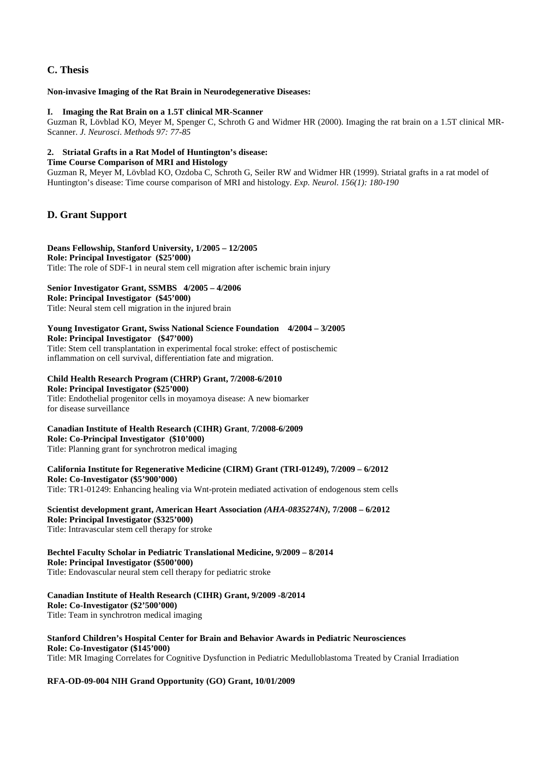## C. Thesis

**Non-invasive Imaging of the Rat Brain in Neurodegenerative Diseases:**

**I. Imaging the Rat Brain on a 1.5T clinical MR-Scanner**

Guzman R, Lövblad KO, Meyer M, Spenger C, Schroth G and Widmer HR (2000). Imaging the rat brain on a 1.5T clinical MR-Scanner. *J. Neurosci. Methods 97: 77-85*

**2. Striatal Grafts in a Rat Model of Huntington's disease:**
**Time Course Comparison of MRI and Histology**

Guzman R, Meyer M, Lövblad KO, Ozdoba C, Schroth G, Seiler RW and Widmer HR (1999). Striatal grafts in a rat model of Huntington's disease: Time course comparison of MRI and histology. *Exp. Neurol. 156(1): 180-190*

## D. Grant Support

**Deans Fellowship, Stanford University, 1/2005 – 12/2005**
**Role: Principal Investigator ($25'000)**
Title: The role of SDF-1 in neural stem cell migration after ischemic brain injury

**Senior Investigator Grant, SSMBS 4/2005 – 4/2006**
**Role: Principal Investigator ($45'000)**
Title: Neural stem cell migration in the injured brain

**Young Investigator Grant, Swiss National Science Foundation 4/2004 – 3/2005**
**Role: Principal Investigator ($47'000)**
Title: Stem cell transplantation in experimental focal stroke: effect of postischemic inflammation on cell survival, differentiation fate and migration.

**Child Health Research Program (CHRP) Grant, 7/2008-6/2010**
**Role: Principal Investigator ($25'000)**
Title: Endothelial progenitor cells in moyamoya disease: A new biomarker for disease surveillance

**Canadian Institute of Health Research (CIHR) Grant, 7/2008-6/2009**
**Role: Co-Principal Investigator ($10'000)**
Title: Planning grant for synchrotron medical imaging

**California Institute for Regenerative Medicine (CIRM) Grant (TRI-01249), 7/2009 – 6/2012**
**Role: Co-Investigator ($5'900'000)**
Title: TR1-01249: Enhancing healing via Wnt-protein mediated activation of endogenous stem cells

**Scientist development grant, American Heart Association *(AHA-0835274N)*, 7/2008 – 6/2012**
**Role: Principal Investigator ($325'000)**
Title: Intravascular stem cell therapy for stroke

**Bechtel Faculty Scholar in Pediatric Translational Medicine, 9/2009 – 8/2014**
**Role: Principal Investigator ($500'000)**
Title: Endovascular neural stem cell therapy for pediatric stroke

**Canadian Institute of Health Research (CIHR) Grant, 9/2009 -8/2014**
**Role: Co-Investigator ($2'500'000)**
Title: Team in synchrotron medical imaging

**Stanford Children's Hospital Center for Brain and Behavior Awards in Pediatric Neurosciences**
**Role: Co-Investigator ($145'000)**
Title: MR Imaging Correlates for Cognitive Dysfunction in Pediatric Medulloblastoma Treated by Cranial Irradiation

**RFA-OD-09-004 NIH Grand Opportunity (GO) Grant, 10/01/2009**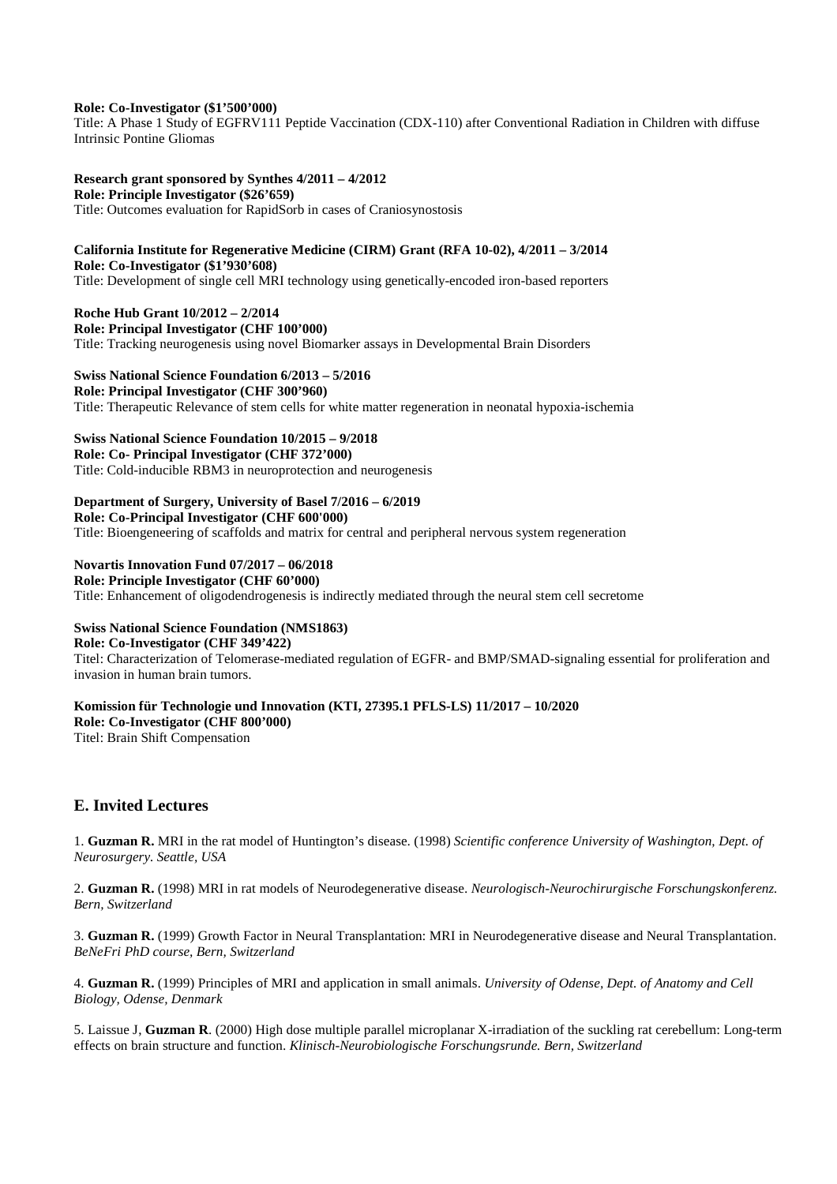**Role: Co-Investigator ($1'500'000)**
Title: A Phase 1 Study of EGFRV111 Peptide Vaccination (CDX-110) after Conventional Radiation in Children with diffuse Intrinsic Pontine Gliomas

**Research grant sponsored by Synthes 4/2011 – 4/2012**
**Role: Principle Investigator ($26'659)**
Title: Outcomes evaluation for RapidSorb in cases of Craniosynostosis

**California Institute for Regenerative Medicine (CIRM) Grant (RFA 10-02), 4/2011 – 3/2014**
**Role: Co-Investigator ($1'930'608)**
Title: Development of single cell MRI technology using genetically-encoded iron-based reporters

**Roche Hub Grant 10/2012 – 2/2014**
**Role: Principal Investigator (CHF 100'000)**
Title: Tracking neurogenesis using novel Biomarker assays in Developmental Brain Disorders

**Swiss National Science Foundation 6/2013 – 5/2016**
**Role: Principal Investigator (CHF 300'960)**
Title: Therapeutic Relevance of stem cells for white matter regeneration in neonatal hypoxia-ischemia

**Swiss National Science Foundation 10/2015 – 9/2018**
**Role: Co- Principal Investigator (CHF 372'000)**
Title: Cold-inducible RBM3 in neuroprotection and neurogenesis

**Department of Surgery, University of Basel 7/2016 – 6/2019**
**Role: Co-Principal Investigator (CHF 600'000)**
Title: Bioengeneering of scaffolds and matrix for central and peripheral nervous system regeneration

**Novartis Innovation Fund 07/2017 – 06/2018**
**Role: Principle Investigator (CHF 60'000)**
Title: Enhancement of oligodendrogenesis is indirectly mediated through the neural stem cell secretome

**Swiss National Science Foundation (NMS1863)**
**Role: Co-Investigator (CHF 349'422)**
Titel: Characterization of Telomerase-mediated regulation of EGFR- and BMP/SMAD-signaling essential for proliferation and invasion in human brain tumors.

**Komission für Technologie und Innovation (KTI, 27395.1 PFLS-LS) 11/2017 – 10/2020**
**Role: Co-Investigator (CHF 800'000)**
Titel: Brain Shift Compensation

## E. Invited Lectures

1. **Guzman R.** MRI in the rat model of Huntington's disease. (1998) *Scientific conference University of Washington, Dept. of Neurosurgery. Seattle, USA*

2. **Guzman R.** (1998) MRI in rat models of Neurodegenerative disease. *Neurologisch-Neurochirurgische Forschungskonferenz. Bern, Switzerland*

3. **Guzman R.** (1999) Growth Factor in Neural Transplantation: MRI in Neurodegenerative disease and Neural Transplantation. *BeNeFri PhD course, Bern, Switzerland*

4. **Guzman R.** (1999) Principles of MRI and application in small animals. *University of Odense, Dept. of Anatomy and Cell Biology, Odense, Denmark*

5. Laissue J, **Guzman R**. (2000) High dose multiple parallel microplanar X-irradiation of the suckling rat cerebellum: Long-term effects on brain structure and function. *Klinisch-Neurobiologische Forschungsrunde. Bern, Switzerland*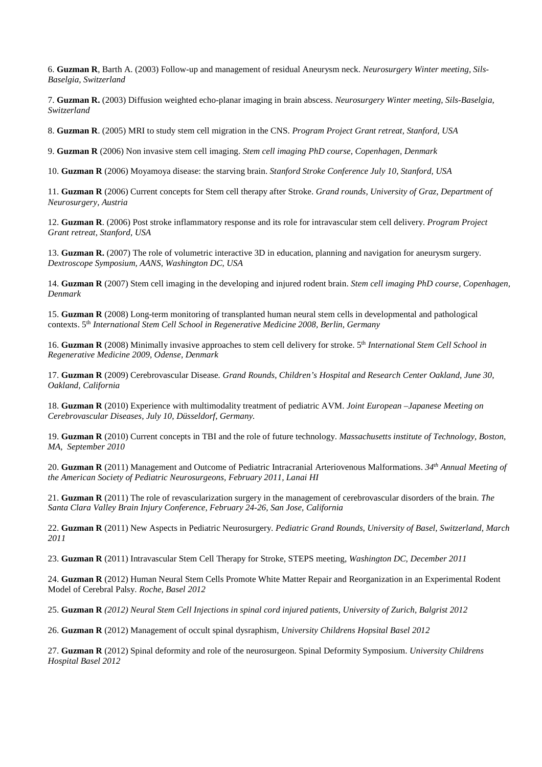6. **Guzman R**, Barth A. (2003) Follow-up and management of residual Aneurysm neck. *Neurosurgery Winter meeting, Sils-Baselgia, Switzerland*

7. **Guzman R.** (2003) Diffusion weighted echo-planar imaging in brain abscess. *Neurosurgery Winter meeting, Sils-Baselgia, Switzerland*

8. **Guzman R**. (2005) MRI to study stem cell migration in the CNS. *Program Project Grant retreat, Stanford, USA*

9. **Guzman R** (2006) Non invasive stem cell imaging. *Stem cell imaging PhD course, Copenhagen, Denmark*

10. **Guzman R** (2006) Moyamoya disease: the starving brain. *Stanford Stroke Conference July 10, Stanford, USA*

11. **Guzman R** (2006) Current concepts for Stem cell therapy after Stroke. *Grand rounds, University of Graz, Department of Neurosurgery, Austria*

12. **Guzman R**. (2006) Post stroke inflammatory response and its role for intravascular stem cell delivery. *Program Project Grant retreat, Stanford, USA*

13. **Guzman R.** (2007) The role of volumetric interactive 3D in education, planning and navigation for aneurysm surgery. *Dextroscope Symposium, AANS, Washington DC, USA*

14. **Guzman R** (2007) Stem cell imaging in the developing and injured rodent brain. *Stem cell imaging PhD course, Copenhagen, Denmark*

15. **Guzman R** (2008) Long-term monitoring of transplanted human neural stem cells in developmental and pathological contexts. 5th *International Stem Cell School in Regenerative Medicine 2008, Berlin, Germany*

16. **Guzman R** (2008) Minimally invasive approaches to stem cell delivery for stroke. 5th *International Stem Cell School in Regenerative Medicine 2009, Odense, Denmark*

17. **Guzman R** (2009) Cerebrovascular Disease. *Grand Rounds, Children's Hospital and Research Center Oakland, June 30, Oakland, California*

18. **Guzman R** (2010) Experience with multimodality treatment of pediatric AVM. *Joint European –Japanese Meeting on Cerebrovascular Diseases, July 10, Düsseldorf, Germany.*

19. **Guzman R** (2010) Current concepts in TBI and the role of future technology. *Massachusetts institute of Technology, Boston, MA, September 2010*

20. **Guzman R** (2011) Management and Outcome of Pediatric Intracranial Arteriovenous Malformations. *34th Annual Meeting of the American Society of Pediatric Neurosurgeons, February 2011, Lanai HI*

21. **Guzman R** (2011) The role of revascularization surgery in the management of cerebrovascular disorders of the brain. *The Santa Clara Valley Brain Injury Conference, February 24-26, San Jose, California*

22. **Guzman R** (2011) New Aspects in Pediatric Neurosurgery. *Pediatric Grand Rounds, University of Basel, Switzerland, March 2011*

23. **Guzman R** (2011) Intravascular Stem Cell Therapy for Stroke, STEPS meeting, *Washington DC, December 2011*

24. **Guzman R** (2012) Human Neural Stem Cells Promote White Matter Repair and Reorganization in an Experimental Rodent Model of Cerebral Palsy. *Roche, Basel 2012*

25. **Guzman R** *(2012) Neural Stem Cell Injections in spinal cord injured patients, University of Zurich, Balgrist 2012*

26. **Guzman R** (2012) Management of occult spinal dysraphism, *University Childrens Hopsital Basel 2012*

27. **Guzman R** (2012) Spinal deformity and role of the neurosurgeon. Spinal Deformity Symposium. *University Childrens Hospital Basel 2012*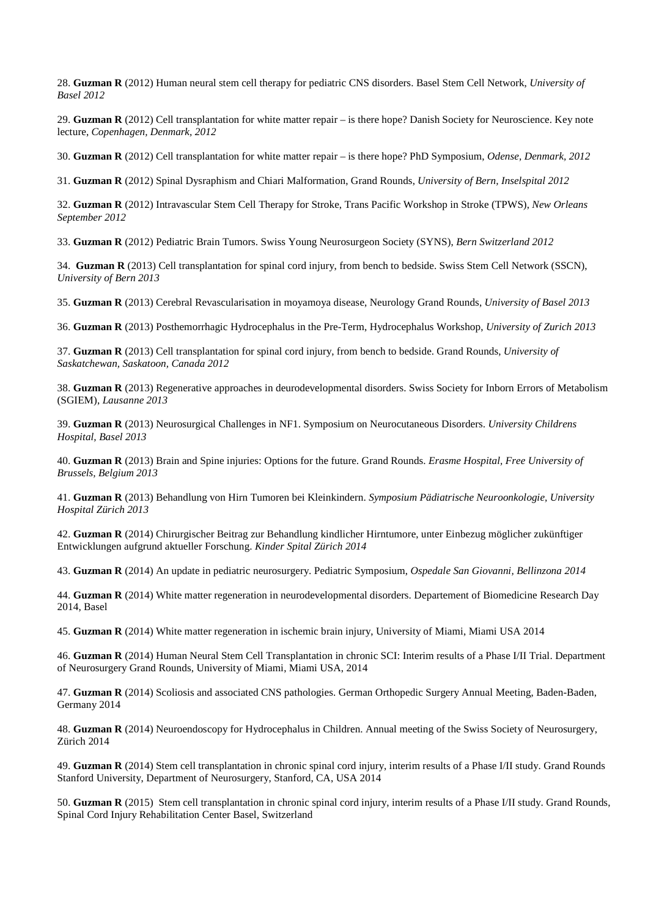28. **Guzman R** (2012) Human neural stem cell therapy for pediatric CNS disorders. Basel Stem Cell Network, *University of Basel 2012*

29. **Guzman R** (2012) Cell transplantation for white matter repair – is there hope? Danish Society for Neuroscience. Key note lecture, *Copenhagen, Denmark, 2012*

30. **Guzman R** (2012) Cell transplantation for white matter repair – is there hope? PhD Symposium, *Odense, Denmark, 2012*

31. **Guzman R** (2012) Spinal Dysraphism and Chiari Malformation, Grand Rounds, *University of Bern, Inselspital 2012*

32. **Guzman R** (2012) Intravascular Stem Cell Therapy for Stroke, Trans Pacific Workshop in Stroke (TPWS), *New Orleans September 2012*

33. **Guzman R** (2012) Pediatric Brain Tumors. Swiss Young Neurosurgeon Society (SYNS), *Bern Switzerland 2012*

34. **Guzman R** (2013) Cell transplantation for spinal cord injury, from bench to bedside. Swiss Stem Cell Network (SSCN), *University of Bern 2013*

35. **Guzman R** (2013) Cerebral Revascularisation in moyamoya disease, Neurology Grand Rounds, *University of Basel 2013*

36. **Guzman R** (2013) Posthemorrhagic Hydrocephalus in the Pre-Term, Hydrocephalus Workshop, *University of Zurich 2013*

37. **Guzman R** (2013) Cell transplantation for spinal cord injury, from bench to bedside. Grand Rounds, *University of Saskatchewan, Saskatoon, Canada 2012*

38. **Guzman R** (2013) Regenerative approaches in deurodevelopmental disorders. Swiss Society for Inborn Errors of Metabolism (SGIEM), *Lausanne 2013*

39. **Guzman R** (2013) Neurosurgical Challenges in NF1. Symposium on Neurocutaneous Disorders. *University Childrens Hospital, Basel 2013*

40. **Guzman R** (2013) Brain and Spine injuries: Options for the future. Grand Rounds. *Erasme Hospital, Free University of Brussels, Belgium 2013*

41. **Guzman R** (2013) Behandlung von Hirn Tumoren bei Kleinkindern. *Symposium Pädiatrische Neuroonkologie, University Hospital Zürich 2013*

42. **Guzman R** (2014) Chirurgischer Beitrag zur Behandlung kindlicher Hirntumore, unter Einbezug möglicher zukünftiger Entwicklungen aufgrund aktueller Forschung. *Kinder Spital Zürich 2014*

43. **Guzman R** (2014) An update in pediatric neurosurgery. Pediatric Symposium, *Ospedale San Giovanni, Bellinzona 2014*

44. **Guzman R** (2014) White matter regeneration in neurodevelopmental disorders. Departement of Biomedicine Research Day 2014, Basel

45. **Guzman R** (2014) White matter regeneration in ischemic brain injury, University of Miami, Miami USA 2014

46. **Guzman R** (2014) Human Neural Stem Cell Transplantation in chronic SCI: Interim results of a Phase I/II Trial. Department of Neurosurgery Grand Rounds, University of Miami, Miami USA, 2014

47. **Guzman R** (2014) Scoliosis and associated CNS pathologies. German Orthopedic Surgery Annual Meeting, Baden-Baden, Germany 2014

48. **Guzman R** (2014) Neuroendoscopy for Hydrocephalus in Children. Annual meeting of the Swiss Society of Neurosurgery, Zürich 2014

49. **Guzman R** (2014) Stem cell transplantation in chronic spinal cord injury, interim results of a Phase I/II study. Grand Rounds Stanford University, Department of Neurosurgery, Stanford, CA, USA 2014

50. **Guzman R** (2015) Stem cell transplantation in chronic spinal cord injury, interim results of a Phase I/II study. Grand Rounds, Spinal Cord Injury Rehabilitation Center Basel, Switzerland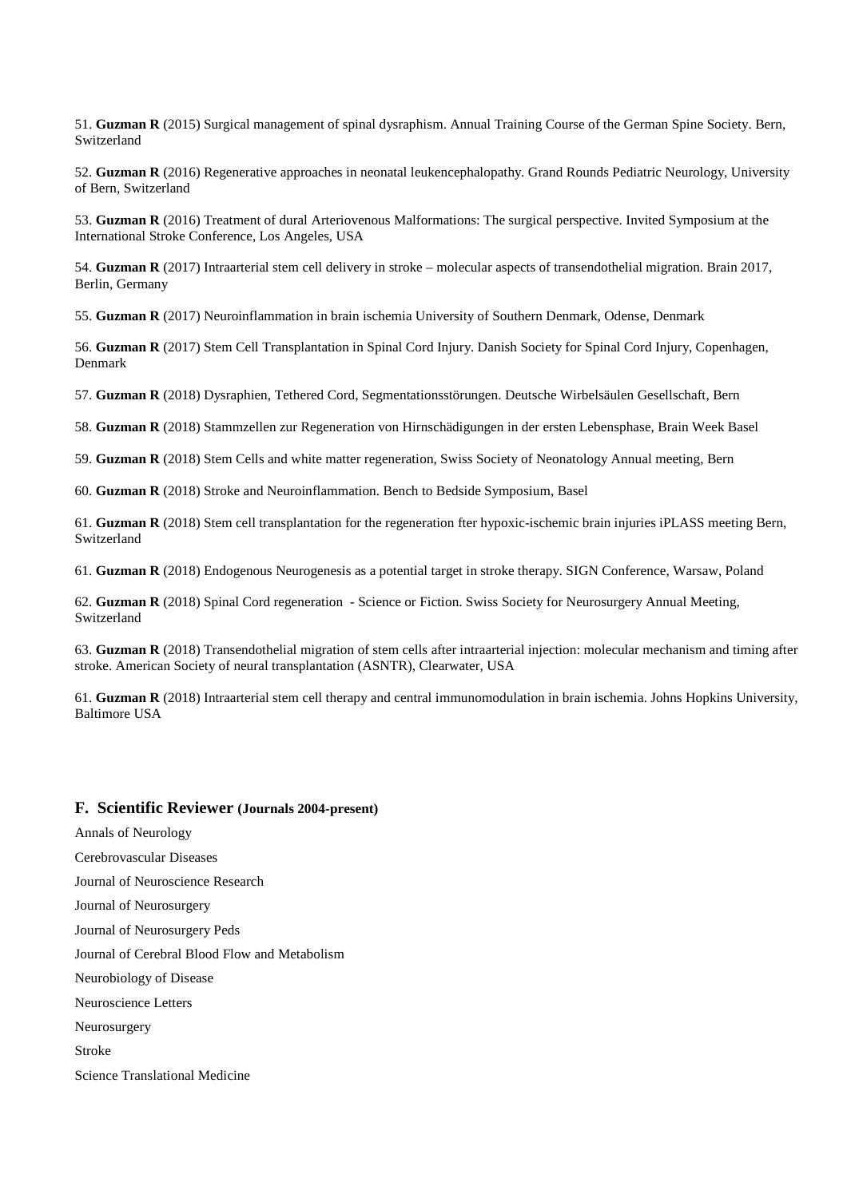51. **Guzman R** (2015) Surgical management of spinal dysraphism. Annual Training Course of the German Spine Society. Bern, Switzerland

52. **Guzman R** (2016) Regenerative approaches in neonatal leukencephalopathy. Grand Rounds Pediatric Neurology, University of Bern, Switzerland

53. **Guzman R** (2016) Treatment of dural Arteriovenous Malformations: The surgical perspective. Invited Symposium at the International Stroke Conference, Los Angeles, USA

54. **Guzman R** (2017) Intraarterial stem cell delivery in stroke – molecular aspects of transendothelial migration. Brain 2017, Berlin, Germany

55. **Guzman R** (2017) Neuroinflammation in brain ischemia University of Southern Denmark, Odense, Denmark

56. **Guzman R** (2017) Stem Cell Transplantation in Spinal Cord Injury. Danish Society for Spinal Cord Injury, Copenhagen, Denmark

57. **Guzman R** (2018) Dysraphien, Tethered Cord, Segmentationsstörungen. Deutsche Wirbelsäulen Gesellschaft, Bern

58. **Guzman R** (2018) Stammzellen zur Regeneration von Hirnschädigungen in der ersten Lebensphase, Brain Week Basel

59. **Guzman R** (2018) Stem Cells and white matter regeneration, Swiss Society of Neonatology Annual meeting, Bern

60. **Guzman R** (2018) Stroke and Neuroinflammation. Bench to Bedside Symposium, Basel

61. **Guzman R** (2018) Stem cell transplantation for the regeneration fter hypoxic-ischemic brain injuries iPLASS meeting Bern, Switzerland

61. **Guzman R** (2018) Endogenous Neurogenesis as a potential target in stroke therapy. SIGN Conference, Warsaw, Poland

62. **Guzman R** (2018) Spinal Cord regeneration - Science or Fiction. Swiss Society for Neurosurgery Annual Meeting, Switzerland

63. **Guzman R** (2018) Transendothelial migration of stem cells after intraarterial injection: molecular mechanism and timing after stroke. American Society of neural transplantation (ASNTR), Clearwater, USA

61. **Guzman R** (2018) Intraarterial stem cell therapy and central immunomodulation in brain ischemia. Johns Hopkins University, Baltimore USA

## F. Scientific Reviewer (Journals 2004-present)

Annals of Neurology

Cerebrovascular Diseases

Journal of Neuroscience Research

Journal of Neurosurgery

Journal of Neurosurgery Peds

Journal of Cerebral Blood Flow and Metabolism

Neurobiology of Disease

Neuroscience Letters

Neurosurgery

Stroke

Science Translational Medicine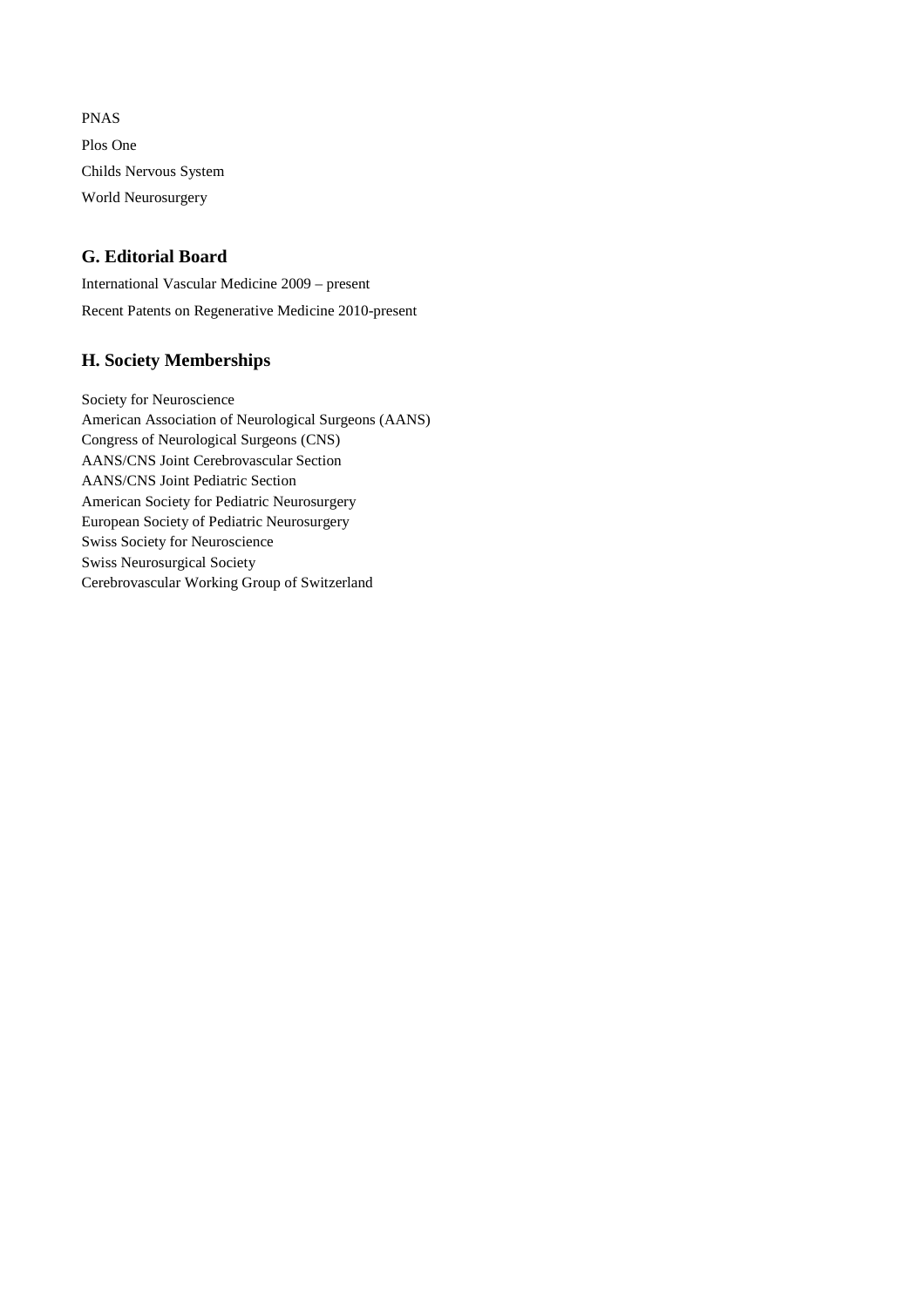PNAS

Plos One

Childs Nervous System

World Neurosurgery

## G. Editorial Board

International Vascular Medicine 2009 – present

Recent Patents on Regenerative Medicine 2010-present

## H. Society Memberships

Society for Neuroscience
American Association of Neurological Surgeons (AANS)
Congress of Neurological Surgeons (CNS)
AANS/CNS Joint Cerebrovascular Section
AANS/CNS Joint Pediatric Section
American Society for Pediatric Neurosurgery
European Society of Pediatric Neurosurgery
Swiss Society for Neuroscience
Swiss Neurosurgical Society
Cerebrovascular Working Group of Switzerland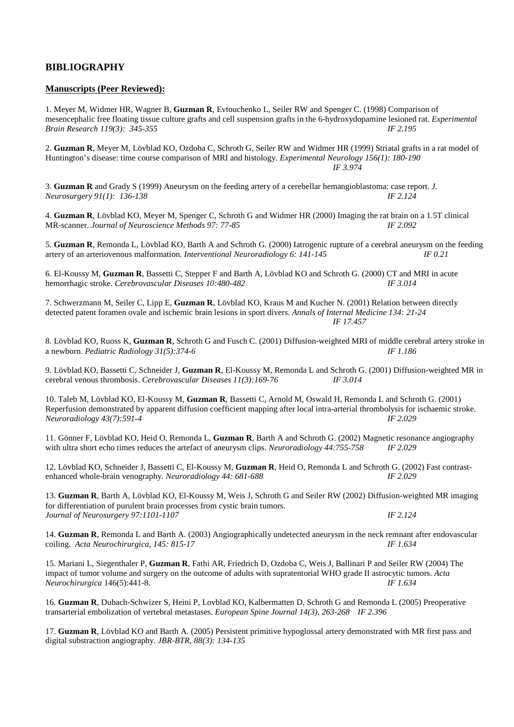## BIBLIOGRAPHY

### Manuscripts (Peer Reviewed):

1. Meyer M, Widmer HR, Wagner B, **Guzman R**, Evtouchenko L, Seiler RW and Spenger C. (1998) Comparison of mesencephalic free floating tissue culture grafts and cell suspension grafts in the 6-hydroxydopamine lesioned rat. *Experimental Brain Research 119(3): 345-355* *IF 2.195*

2. **Guzman R**, Meyer M, Lövblad KO, Ozdoba C, Schroth G, Seiler RW and Widmer HR (1999) Striatal grafts in a rat model of Huntington's disease: time course comparison of MRI and histology. *Experimental Neurology 156(1): 180-190* *IF 3.974*

3. **Guzman R** and Grady S (1999) Aneurysm on the feeding artery of a cerebellar hemangioblastoma: case report. *J. Neurosurgery 91(1): 136-138* *IF 2.124*

4. **Guzman R**, Lövblad KO, Meyer M, Spenger C, Schroth G and Widmer HR (2000) Imaging the rat brain on a 1.5T clinical MR-scanner. *Journal of Neuroscience Methods 97: 77-85* *IF 2.092*

5. **Guzman R**, Remonda L, Lövblad KO, Barth A and Schroth G. (2000) Iatrogenic rupture of a cerebral aneurysm on the feeding artery of an arteriovenous malformation. *Interventional Neuroradiology 6: 141-145* *IF 0.21*

6. El-Koussy M, **Guzman R**, Bassetti C, Stepper F and Barth A, Lövblad KO and Schroth G. (2000) CT and MRI in acute hemorrhagic stroke. *Cerebrovascular Diseases 10:480-482* *IF 3.014*

7. Schwerzmann M, Seiler C, Lipp E, **Guzman R**, Lövblad KO, Kraus M and Kucher N. (2001) Relation between directly detected patent foramen ovale and ischemic brain lesions in sport divers. *Annals of Internal Medicine 134: 21-24* *IF 17.457*

8. Lövblad KO, Ruoss K, **Guzman R**, Schroth G and Fusch C. (2001) Diffusion-weighted MRI of middle cerebral artery stroke in a newborn. *Pediatric Radiology 31(5):374-6* *IF 1.186*

9. Lövblad KO, Bassetti C, Schneider J, **Guzman R**, El-Koussy M, Remonda L and Schroth G. (2001) Diffusion-weighted MR in cerebral venous thrombosis. *Cerebrovascular Diseases 11(3):169-76* *IF 3.014*

10. Taleb M, Lövblad KO, El-Koussy M, **Guzman R**, Bassetti C, Arnold M, Oswald H, Remonda L and Schroth G. (2001) Reperfusion demonstrated by apparent diffusion coefficient mapping after local intra-arterial thrombolysis for ischaemic stroke. *Neuroradiology 43(7):591-4* *IF 2.029*

11. Gönner F, Lövblad KO, Heid O, Remonda L, **Guzman R**, Barth A and Schroth G. (2002) Magnetic resonance angiography with ultra short echo times reduces the artefact of aneurysm clips. *Neuroradiology 44:755-758* *IF 2.029*

12. Lövblad KO, Schneider J, Bassetti C, El-Koussy M, **Guzman R**, Heid O, Remonda L and Schroth G. (2002) Fast contrast-enhanced whole-brain venography. *Neuroradiology 44: 681-688* *IF 2.029*

13. **Guzman R**, Barth A, Lövblad KO, El-Koussy M, Weis J, Schroth G and Seiler RW (2002) Diffusion-weighted MR imaging for differentiation of purulent brain processes from cystic brain tumors. *Journal of Neurosurgery 97:1101-1107* *IF 2.124*

14. **Guzman R**, Remonda L and Barth A. (2003) Angiographically undetected aneurysm in the neck remnant after endovascular coiling. *Acta Neurochirurgica, 145: 815-17* *IF 1.634*

15. Mariani L, Siegenthaler P, **Guzman R**, Fathi AR, Friedrich D, Ozdoba C, Weis J, Ballinari P and Seiler RW (2004) The impact of tumor volume and surgery on the outcome of adults with supratentorial WHO grade II astrocytic tumors. *Acta Neurochirurgica* 146(5):441-8. *IF 1.634*

16. **Guzman R**, Dubach-Schwizer S, Heini P, Lovblad KO, Kalbermatten D, Schroth G and Remonda L (2005) Preoperative transarterial embolization of vertebral metastases. *European Spine Journal 14(3), 263-268* *IF 2.396*

17. **Guzman R**, Lövblad KO and Barth A. (2005) Persistent primitive hypoglossal artery demonstrated with MR first pass and digital substraction angiography. *JBR-BTR, 88(3): 134-135*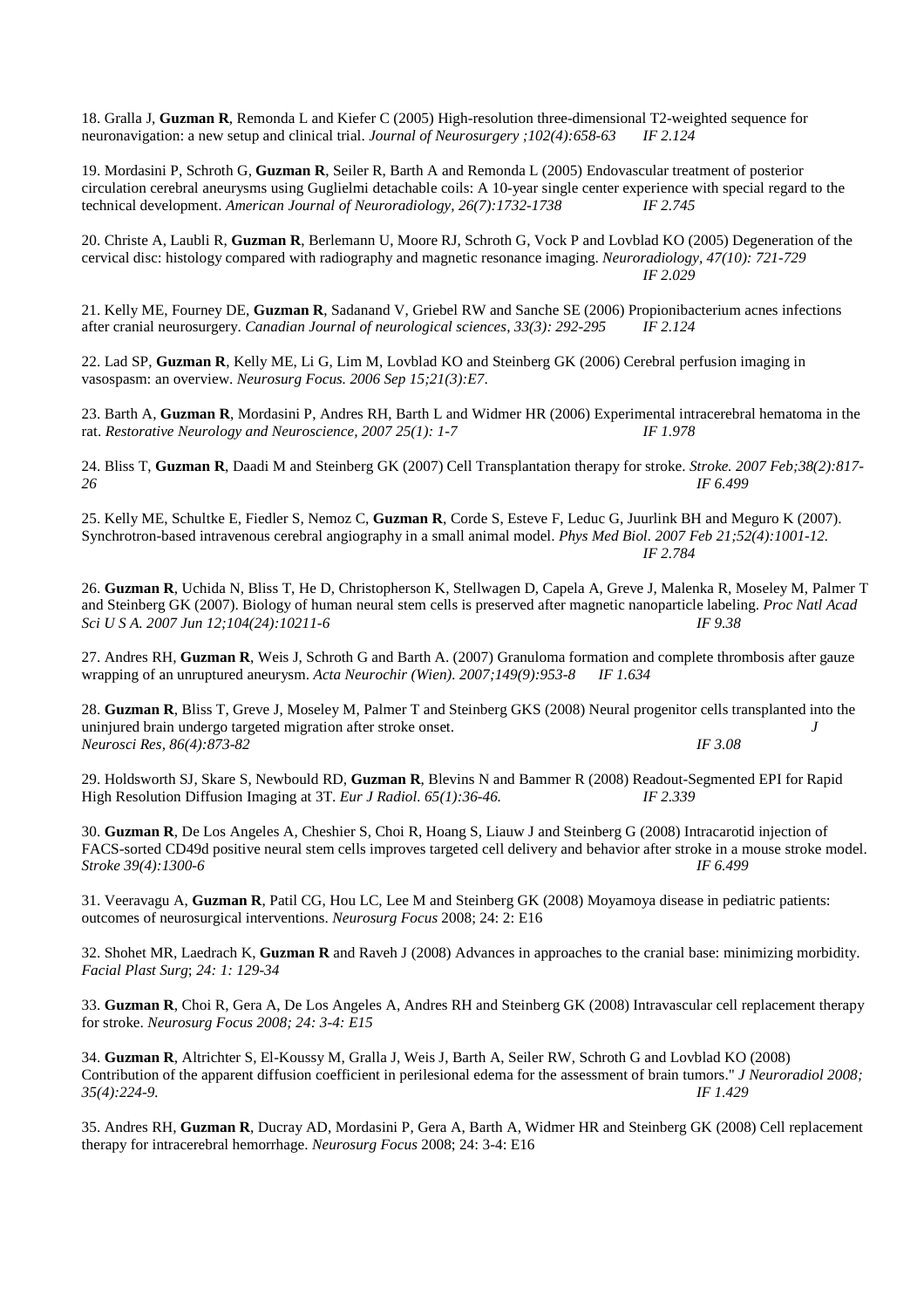18. Gralla J, **Guzman R**, Remonda L and Kiefer C (2005) High-resolution three-dimensional T2-weighted sequence for neuronavigation: a new setup and clinical trial. *Journal of Neurosurgery ;102(4):658-63 IF 2.124*

19. Mordasini P, Schroth G, **Guzman R**, Seiler R, Barth A and Remonda L (2005) Endovascular treatment of posterior circulation cerebral aneurysms using Guglielmi detachable coils: A 10-year single center experience with special regard to the technical development. *American Journal of Neuroradiology, 26(7):1732-1738 IF 2.745*

20. Christe A, Laubli R, **Guzman R**, Berlemann U, Moore RJ, Schroth G, Vock P and Lovblad KO (2005) Degeneration of the cervical disc: histology compared with radiography and magnetic resonance imaging. *Neuroradiology, 47(10): 721-729 IF 2.029*

21. Kelly ME, Fourney DE, **Guzman R**, Sadanand V, Griebel RW and Sanche SE (2006) Propionibacterium acnes infections after cranial neurosurgery. *Canadian Journal of neurological sciences, 33(3): 292-295 IF 2.124*

22. Lad SP, **Guzman R**, Kelly ME, Li G, Lim M, Lovblad KO and Steinberg GK (2006) Cerebral perfusion imaging in vasospasm: an overview. *Neurosurg Focus. 2006 Sep 15;21(3):E7*.

23. Barth A, **Guzman R**, Mordasini P, Andres RH, Barth L and Widmer HR (2006) Experimental intracerebral hematoma in the rat. *Restorative Neurology and Neuroscience, 2007 25(1): 1-7 IF 1.978*

24. Bliss T, **Guzman R**, Daadi M and Steinberg GK (2007) Cell Transplantation therapy for stroke. *Stroke. 2007 Feb;38(2):817-26 IF 6.499*

25. Kelly ME, Schultke E, Fiedler S, Nemoz C, **Guzman R**, Corde S, Esteve F, Leduc G, Juurlink BH and Meguro K (2007). Synchrotron-based intravenous cerebral angiography in a small animal model. *Phys Med Biol. 2007 Feb 21;52(4):1001-12. IF 2.784*

26. **Guzman R**, Uchida N, Bliss T, He D, Christopherson K, Stellwagen D, Capela A, Greve J, Malenka R, Moseley M, Palmer T and Steinberg GK (2007). Biology of human neural stem cells is preserved after magnetic nanoparticle labeling. *Proc Natl Acad Sci U S A. 2007 Jun 12;104(24):10211-6 IF 9.38*

27. Andres RH, **Guzman R**, Weis J, Schroth G and Barth A. (2007) Granuloma formation and complete thrombosis after gauze wrapping of an unruptured aneurysm. *Acta Neurochir (Wien). 2007;149(9):953-8 IF 1.634*

28. **Guzman R**, Bliss T, Greve J, Moseley M, Palmer T and Steinberg GKS (2008) Neural progenitor cells transplanted into the uninjured brain undergo targeted migration after stroke onset. *J Neurosci Res, 86(4):873-82 IF 3.08*

29. Holdsworth SJ, Skare S, Newbould RD, **Guzman R**, Blevins N and Bammer R (2008) Readout-Segmented EPI for Rapid High Resolution Diffusion Imaging at 3T. *Eur J Radiol. 65(1):36-46. IF 2.339*

30. **Guzman R**, De Los Angeles A, Cheshier S, Choi R, Hoang S, Liauw J and Steinberg G (2008) Intracarotid injection of FACS-sorted CD49d positive neural stem cells improves targeted cell delivery and behavior after stroke in a mouse stroke model. *Stroke 39(4):1300-6 IF 6.499*

31. Veeravagu A, **Guzman R**, Patil CG, Hou LC, Lee M and Steinberg GK (2008) Moyamoya disease in pediatric patients: outcomes of neurosurgical interventions. *Neurosurg Focus* 2008; 24: 2: E16

32. Shohet MR, Laedrach K, **Guzman R** and Raveh J (2008) Advances in approaches to the cranial base: minimizing morbidity. *Facial Plast Surg*; *24: 1: 129-34*

33. **Guzman R**, Choi R, Gera A, De Los Angeles A, Andres RH and Steinberg GK (2008) Intravascular cell replacement therapy for stroke. *Neurosurg Focus 2008; 24: 3-4: E15*

34. **Guzman R**, Altrichter S, El-Koussy M, Gralla J, Weis J, Barth A, Seiler RW, Schroth G and Lovblad KO (2008) Contribution of the apparent diffusion coefficient in perilesional edema for the assessment of brain tumors." *J Neuroradiol 2008; 35(4):224-9. IF 1.429*

35. Andres RH, **Guzman R**, Ducray AD, Mordasini P, Gera A, Barth A, Widmer HR and Steinberg GK (2008) Cell replacement therapy for intracerebral hemorrhage. *Neurosurg Focus* 2008; 24: 3-4: E16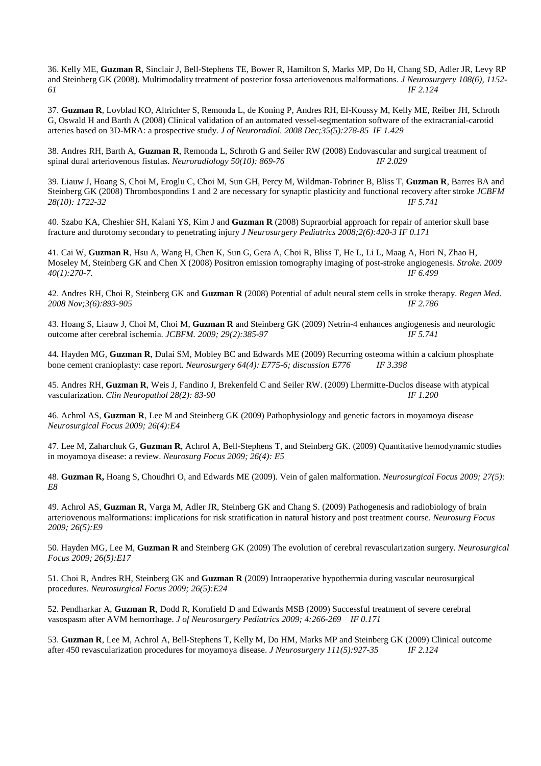36. Kelly ME, **Guzman R**, Sinclair J, Bell-Stephens TE, Bower R, Hamilton S, Marks MP, Do H, Chang SD, Adler JR, Levy RP and Steinberg GK (2008). Multimodality treatment of posterior fossa arteriovenous malformations. *J Neurosurgery 108(6), 1152-61* *IF 2.124*

37. **Guzman R**, Lovblad KO, Altrichter S, Remonda L, de Koning P, Andres RH, El-Koussy M, Kelly ME, Reiber JH, Schroth G, Oswald H and Barth A (2008) Clinical validation of an automated vessel-segmentation software of the extracranial-carotid arteries based on 3D-MRA: a prospective study. *J of Neuroradiol. 2008 Dec;35(5):278-85 IF 1.429*

38. Andres RH, Barth A, **Guzman R**, Remonda L, Schroth G and Seiler RW (2008) Endovascular and surgical treatment of spinal dural arteriovenous fistulas. *Neuroradiology 50(10): 869-76* *IF 2.029*

39. Liauw J, Hoang S, Choi M, Eroglu C, Choi M, Sun GH, Percy M, Wildman-Tobriner B, Bliss T, **Guzman R**, Barres BA and Steinberg GK (2008) Thrombospondins 1 and 2 are necessary for synaptic plasticity and functional recovery after stroke *JCBFM 28(10): 1722-32* *IF 5.741*

40. Szabo KA, Cheshier SH, Kalani YS, Kim J and **Guzman R** (2008) Supraorbial approach for repair of anterior skull base fracture and durotomy secondary to penetrating injury *J Neurosurgery Pediatrics 2008;2(6):420-3 IF 0.171*

41. Cai W, **Guzman R**, Hsu A, Wang H, Chen K, Sun G, Gera A, Choi R, Bliss T, He L, Li L, Maag A, Hori N, Zhao H, Moseley M, Steinberg GK and Chen X (2008) Positron emission tomography imaging of post-stroke angiogenesis. *Stroke. 2009 40(1):270-7.* *IF 6.499*

42. Andres RH, Choi R, Steinberg GK and **Guzman R** (2008) Potential of adult neural stem cells in stroke therapy. *Regen Med. 2008 Nov;3(6):893-905* *IF 2.786*

43. Hoang S, Liauw J, Choi M, Choi M, **Guzman R** and Steinberg GK (2009) Netrin-4 enhances angiogenesis and neurologic outcome after cerebral ischemia. *JCBFM. 2009; 29(2):385-97* *IF 5.741*

44. Hayden MG, **Guzman R**, Dulai SM, Mobley BC and Edwards ME (2009) Recurring osteoma within a calcium phosphate bone cement cranioplasty: case report. *Neurosurgery 64(4): E775-6; discussion E776* *IF 3.398*

45. Andres RH, **Guzman R**, Weis J, Fandino J, Brekenfeld C and Seiler RW. (2009) Lhermitte-Duclos disease with atypical vascularization. *Clin Neuropathol 28(2): 83-90* *IF 1.200*

46. Achrol AS, **Guzman R**, Lee M and Steinberg GK (2009) Pathophysiology and genetic factors in moyamoya disease *Neurosurgical Focus 2009; 26(4):E4*

47. Lee M, Zaharchuk G, **Guzman R**, Achrol A, Bell-Stephens T, and Steinberg GK. (2009) Quantitative hemodynamic studies in moyamoya disease: a review. *Neurosurg Focus 2009; 26(4): E5*

48. **Guzman R,** Hoang S, Choudhri O, and Edwards ME (2009). Vein of galen malformation. *Neurosurgical Focus 2009; 27(5): E8*

49. Achrol AS, **Guzman R**, Varga M, Adler JR, Steinberg GK and Chang S. (2009) Pathogenesis and radiobiology of brain arteriovenous malformations: implications for risk stratification in natural history and post treatment course. *Neurosurg Focus 2009; 26(5):E9*

50. Hayden MG, Lee M, **Guzman R** and Steinberg GK (2009) The evolution of cerebral revascularization surgery. *Neurosurgical Focus 2009; 26(5):E17*

51. Choi R, Andres RH, Steinberg GK and **Guzman R** (2009) Intraoperative hypothermia during vascular neurosurgical procedures. *Neurosurgical Focus 2009; 26(5):E24*

52. Pendharkar A, **Guzman R**, Dodd R, Kornfield D and Edwards MSB (2009) Successful treatment of severe cerebral vasospasm after AVM hemorrhage. *J of Neurosurgery Pediatrics 2009; 4:266-269 IF 0.171*

53. **Guzman R**, Lee M, Achrol A, Bell-Stephens T, Kelly M, Do HM, Marks MP and Steinberg GK (2009) Clinical outcome after 450 revascularization procedures for moyamoya disease. *J Neurosurgery 111(5):927-35* *IF 2.124*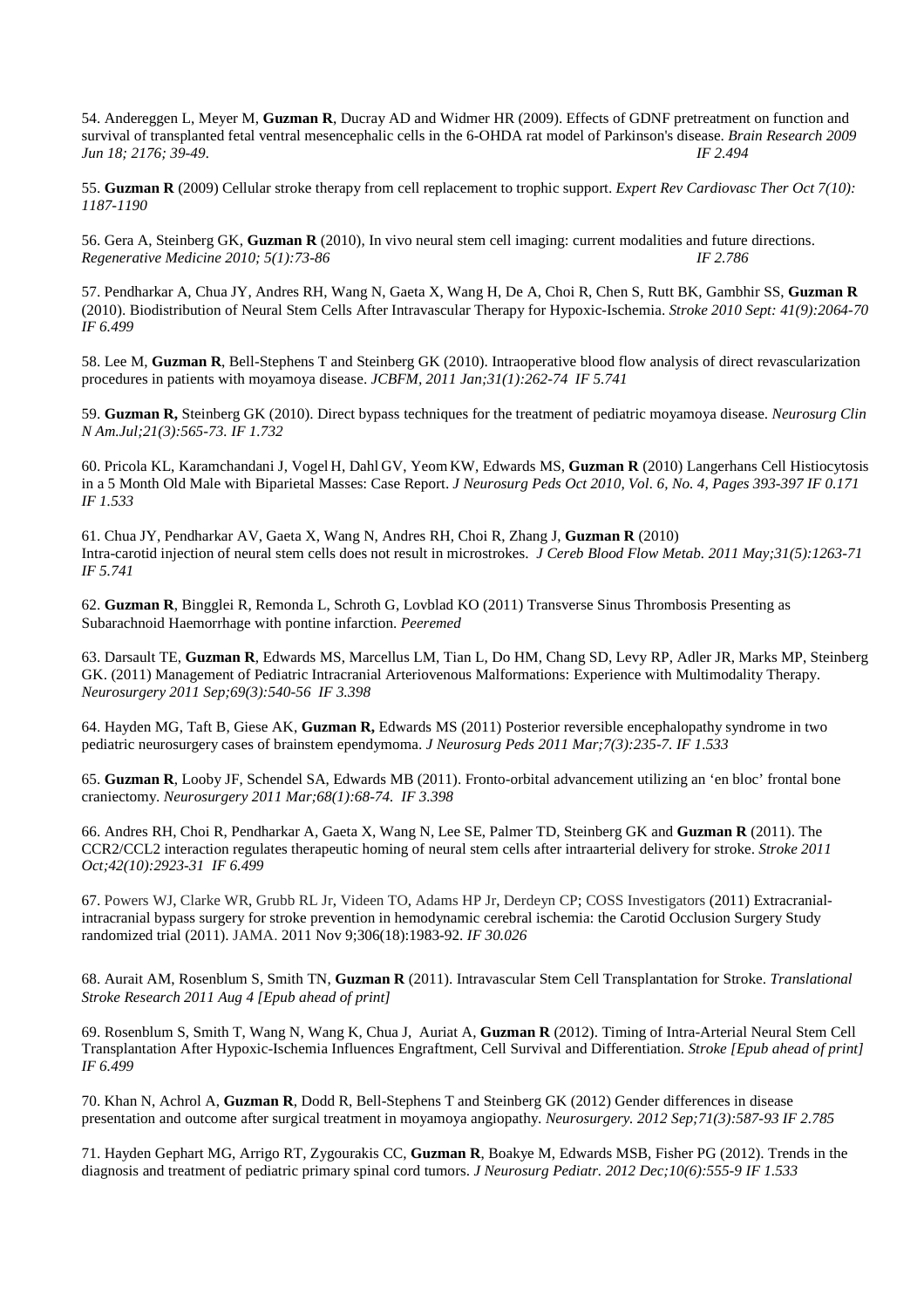54. Andereggen L, Meyer M, **Guzman R**, Ducray AD and Widmer HR (2009). Effects of GDNF pretreatment on function and survival of transplanted fetal ventral mesencephalic cells in the 6-OHDA rat model of Parkinson's disease. *Brain Research 2009 Jun 18; 2176; 39-49*. *IF 2.494*

55. **Guzman R** (2009) Cellular stroke therapy from cell replacement to trophic support. *Expert Rev Cardiovasc Ther Oct 7(10): 1187-1190*

56. Gera A, Steinberg GK, **Guzman R** (2010), In vivo neural stem cell imaging: current modalities and future directions. *Regenerative Medicine 2010; 5(1):73-86* *IF 2.786*

57. Pendharkar A, Chua JY, Andres RH, Wang N, Gaeta X, Wang H, De A, Choi R, Chen S, Rutt BK, Gambhir SS, **Guzman R** (2010). Biodistribution of Neural Stem Cells After Intravascular Therapy for Hypoxic-Ischemia. *Stroke 2010 Sept: 41(9):2064-70 IF 6.499*

58. Lee M, **Guzman R**, Bell-Stephens T and Steinberg GK (2010). Intraoperative blood flow analysis of direct revascularization procedures in patients with moyamoya disease. *JCBFM, 2011 Jan;31(1):262-74 IF 5.741*

59. **Guzman R,** Steinberg GK (2010). Direct bypass techniques for the treatment of pediatric moyamoya disease. *Neurosurg Clin N Am.Jul;21(3):565-73. IF 1.732*

60. Pricola KL, Karamchandani J, Vogel H, Dahl GV, Yeom KW, Edwards MS, **Guzman R** (2010) Langerhans Cell Histiocytosis in a 5 Month Old Male with Biparietal Masses: Case Report. *J Neurosurg Peds Oct 2010, Vol. 6, No. 4, Pages 393-397 IF 0.171 IF 1.533*

61. Chua JY, Pendharkar AV, Gaeta X, Wang N, Andres RH, Choi R, Zhang J, **Guzman R** (2010) Intra-carotid injection of neural stem cells does not result in microstrokes. *J Cereb Blood Flow Metab. 2011 May;31(5):1263-71 IF 5.741*

62. **Guzman R**, Bingglei R, Remonda L, Schroth G, Lovblad KO (2011) Transverse Sinus Thrombosis Presenting as Subarachnoid Haemorrhage with pontine infarction. *Peeremed*

63. Darsault TE, **Guzman R**, Edwards MS, Marcellus LM, Tian L, Do HM, Chang SD, Levy RP, Adler JR, Marks MP, Steinberg GK. (2011) Management of Pediatric Intracranial Arteriovenous Malformations: Experience with Multimodality Therapy. *Neurosurgery 2011 Sep;69(3):540-56 IF 3.398*

64. Hayden MG, Taft B, Giese AK, **Guzman R,** Edwards MS (2011) Posterior reversible encephalopathy syndrome in two pediatric neurosurgery cases of brainstem ependymoma. *J Neurosurg Peds 2011 Mar;7(3):235-7. IF 1.533*

65. **Guzman R**, Looby JF, Schendel SA, Edwards MB (2011). Fronto-orbital advancement utilizing an 'en bloc' frontal bone craniectomy. *Neurosurgery 2011 Mar;68(1):68-74. IF 3.398*

66. Andres RH, Choi R, Pendharkar A, Gaeta X, Wang N, Lee SE, Palmer TD, Steinberg GK and **Guzman R** (2011). The CCR2/CCL2 interaction regulates therapeutic homing of neural stem cells after intraarterial delivery for stroke. *Stroke 2011 Oct;42(10):2923-31 IF 6.499*

67. Powers WJ, Clarke WR, Grubb RL Jr, Videen TO, Adams HP Jr, Derdeyn CP; COSS Investigators (2011) Extracranial-intracranial bypass surgery for stroke prevention in hemodynamic cerebral ischemia: the Carotid Occlusion Surgery Study randomized trial (2011). JAMA. 2011 Nov 9;306(18):1983-92. *IF 30.026*

68. Aurait AM, Rosenblum S, Smith TN, **Guzman R** (2011). Intravascular Stem Cell Transplantation for Stroke. *Translational Stroke Research 2011 Aug 4 [Epub ahead of print]*

69. Rosenblum S, Smith T, Wang N, Wang K, Chua J, Auriat A, **Guzman R** (2012). Timing of Intra-Arterial Neural Stem Cell Transplantation After Hypoxic-Ischemia Influences Engraftment, Cell Survival and Differentiation. *Stroke [Epub ahead of print] IF 6.499*

70. Khan N, Achrol A, **Guzman R**, Dodd R, Bell-Stephens T and Steinberg GK (2012) Gender differences in disease presentation and outcome after surgical treatment in moyamoya angiopathy. *Neurosurgery. 2012 Sep;71(3):587-93 IF 2.785*

71. Hayden Gephart MG, Arrigo RT, Zygourakis CC, **Guzman R**, Boakye M, Edwards MSB, Fisher PG (2012). Trends in the diagnosis and treatment of pediatric primary spinal cord tumors. *J Neurosurg Pediatr. 2012 Dec;10(6):555-9 IF 1.533*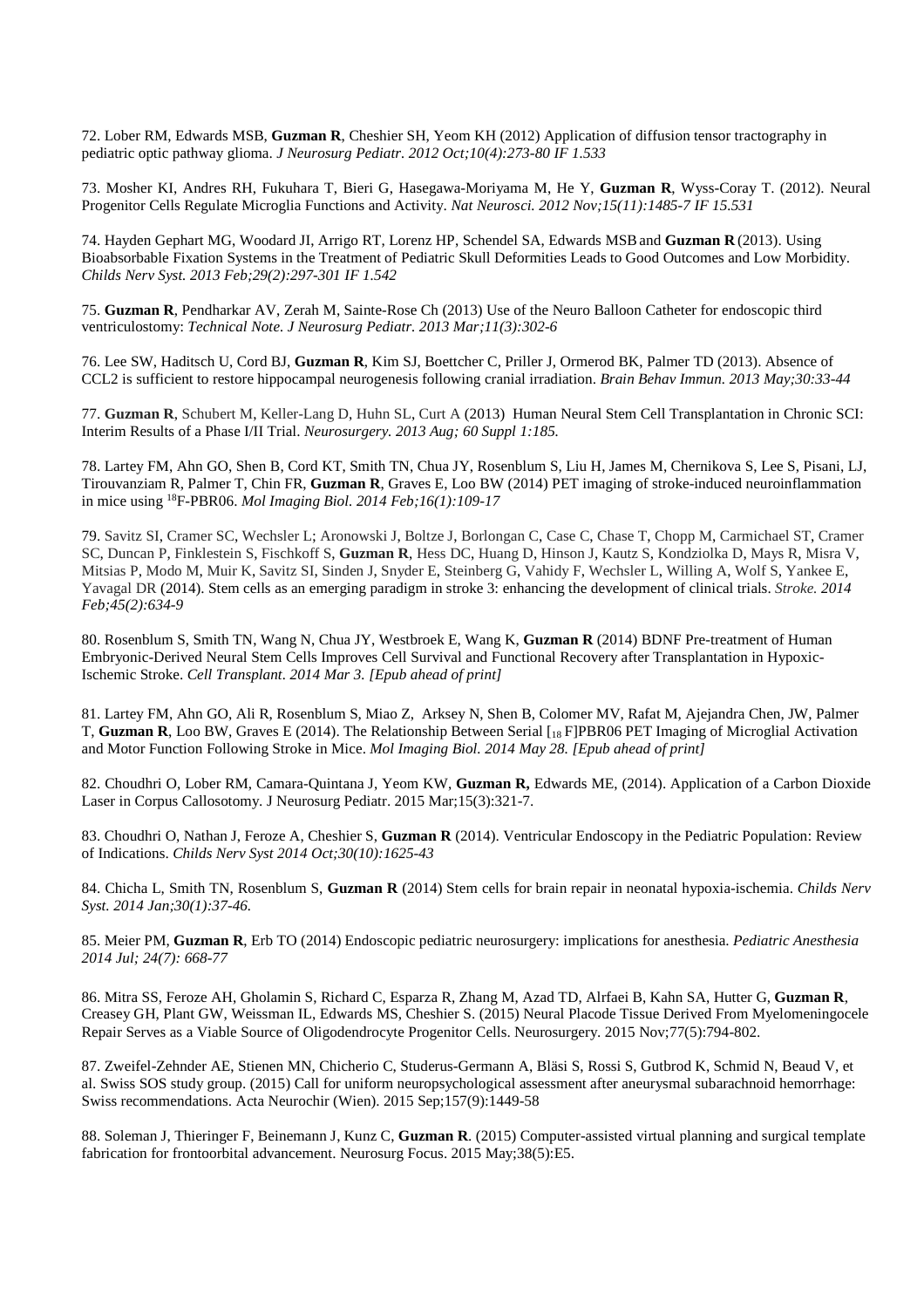72. Lober RM, Edwards MSB, **Guzman R**, Cheshier SH, Yeom KH (2012) Application of diffusion tensor tractography in pediatric optic pathway glioma. *J Neurosurg Pediatr. 2012 Oct;10(4):273-80 IF 1.533*

73. Mosher KI, Andres RH, Fukuhara T, Bieri G, Hasegawa-Moriyama M, He Y, **Guzman R**, Wyss-Coray T. (2012). Neural Progenitor Cells Regulate Microglia Functions and Activity. *Nat Neurosci. 2012 Nov;15(11):1485-7 IF 15.531*

74. Hayden Gephart MG, Woodard JI, Arrigo RT, Lorenz HP, Schendel SA, Edwards MSB and **Guzman R** (2013). Using Bioabsorbable Fixation Systems in the Treatment of Pediatric Skull Deformities Leads to Good Outcomes and Low Morbidity. *Childs Nerv Syst. 2013 Feb;29(2):297-301 IF 1.542*

75. **Guzman R**, Pendharkar AV, Zerah M, Sainte-Rose Ch (2013) Use of the Neuro Balloon Catheter for endoscopic third ventriculostomy: *Technical Note. J Neurosurg Pediatr. 2013 Mar;11(3):302-6*

76. Lee SW, Haditsch U, Cord BJ, **Guzman R**, Kim SJ, Boettcher C, Priller J, Ormerod BK, Palmer TD (2013). Absence of CCL2 is sufficient to restore hippocampal neurogenesis following cranial irradiation. *Brain Behav Immun. 2013 May;30:33-44*

77. **Guzman R**, Schubert M, Keller-Lang D, Huhn SL, Curt A (2013) Human Neural Stem Cell Transplantation in Chronic SCI: Interim Results of a Phase I/II Trial. *Neurosurgery. 2013 Aug; 60 Suppl 1:185.*

78. Lartey FM, Ahn GO, Shen B, Cord KT, Smith TN, Chua JY, Rosenblum S, Liu H, James M, Chernikova S, Lee S, Pisani, LJ, Tirouvanziam R, Palmer T, Chin FR, **Guzman R**, Graves E, Loo BW (2014) PET imaging of stroke-induced neuroinflammation in mice using $^{18}$F-PBR06. *Mol Imaging Biol. 2014 Feb;16(1):109-17*

79. Savitz SI, Cramer SC, Wechsler L; Aronowski J, Boltze J, Borlongan C, Case C, Chase T, Chopp M, Carmichael ST, Cramer SC, Duncan P, Finklestein S, Fischkoff S, **Guzman R**, Hess DC, Huang D, Hinson J, Kautz S, Kondziolka D, Mays R, Misra V, Mitsias P, Modo M, Muir K, Savitz SI, Sinden J, Snyder E, Steinberg G, Vahidy F, Wechsler L, Willing A, Wolf S, Yankee E, Yavagal DR (2014). Stem cells as an emerging paradigm in stroke 3: enhancing the development of clinical trials. *Stroke. 2014 Feb;45(2):634-9*

80. Rosenblum S, Smith TN, Wang N, Chua JY, Westbroek E, Wang K, **Guzman R** (2014) BDNF Pre-treatment of Human Embryonic-Derived Neural Stem Cells Improves Cell Survival and Functional Recovery after Transplantation in Hypoxic-Ischemic Stroke. *Cell Transplant. 2014 Mar 3. [Epub ahead of print]*

81. Lartey FM, Ahn GO, Ali R, Rosenblum S, Miao Z, Arksey N, Shen B, Colomer MV, Rafat M, Ajejandra Chen, JW, Palmer T, **Guzman R**, Loo BW, Graves E (2014). The Relationship Between Serial [$_{18}$ F]PBR06 PET Imaging of Microglial Activation and Motor Function Following Stroke in Mice. *Mol Imaging Biol. 2014 May 28. [Epub ahead of print]*

82. Choudhri O, Lober RM, Camara-Quintana J, Yeom KW, **Guzman R,** Edwards ME, (2014). Application of a Carbon Dioxide Laser in Corpus Callosotomy. J Neurosurg Pediatr. 2015 Mar;15(3):321-7.

83. Choudhri O, Nathan J, Feroze A, Cheshier S, **Guzman R** (2014). Ventricular Endoscopy in the Pediatric Population: Review of Indications. *Childs Nerv Syst 2014 Oct;30(10):1625-43*

84. Chicha L, Smith TN, Rosenblum S, **Guzman R** (2014) Stem cells for brain repair in neonatal hypoxia-ischemia. *Childs Nerv Syst. 2014 Jan;30(1):37-46.*

85. Meier PM, **Guzman R**, Erb TO (2014) Endoscopic pediatric neurosurgery: implications for anesthesia. *Pediatric Anesthesia 2014 Jul; 24(7): 668-77*

86. Mitra SS, Feroze AH, Gholamin S, Richard C, Esparza R, Zhang M, Azad TD, Alrfaei B, Kahn SA, Hutter G, **Guzman R**, Creasey GH, Plant GW, Weissman IL, Edwards MS, Cheshier S. (2015) Neural Placode Tissue Derived From Myelomeningocele Repair Serves as a Viable Source of Oligodendrocyte Progenitor Cells. Neurosurgery. 2015 Nov;77(5):794-802.

87. Zweifel-Zehnder AE, Stienen MN, Chicherio C, Studerus-Germann A, Bläsi S, Rossi S, Gutbrod K, Schmid N, Beaud V, et al. Swiss SOS study group. (2015) Call for uniform neuropsychological assessment after aneurysmal subarachnoid hemorrhage: Swiss recommendations. Acta Neurochir (Wien). 2015 Sep;157(9):1449-58

88. Soleman J, Thieringer F, Beinemann J, Kunz C, **Guzman R**. (2015) Computer-assisted virtual planning and surgical template fabrication for frontoorbital advancement. Neurosurg Focus. 2015 May;38(5):E5.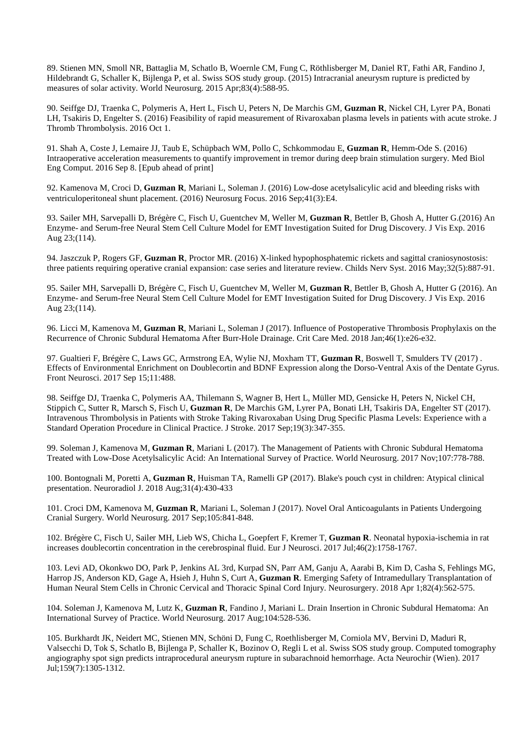89. Stienen MN, Smoll NR, Battaglia M, Schatlo B, Woernle CM, Fung C, Röthlisberger M, Daniel RT, Fathi AR, Fandino J, Hildebrandt G, Schaller K, Bijlenga P, et al. Swiss SOS study group. (2015) Intracranial aneurysm rupture is predicted by measures of solar activity. World Neurosurg. 2015 Apr;83(4):588-95.

90. Seiffge DJ, Traenka C, Polymeris A, Hert L, Fisch U, Peters N, De Marchis GM, **Guzman R**, Nickel CH, Lyrer PA, Bonati LH, Tsakiris D, Engelter S. (2016) Feasibility of rapid measurement of Rivaroxaban plasma levels in patients with acute stroke. J Thromb Thrombolysis. 2016 Oct 1.

91. Shah A, Coste J, Lemaire JJ, Taub E, Schüpbach WM, Pollo C, Schkommodau E, **Guzman R**, Hemm-Ode S. (2016) Intraoperative acceleration measurements to quantify improvement in tremor during deep brain stimulation surgery. Med Biol Eng Comput. 2016 Sep 8. [Epub ahead of print]

92. Kamenova M, Croci D, **Guzman R**, Mariani L, Soleman J. (2016) Low-dose acetylsalicylic acid and bleeding risks with ventriculoperitoneal shunt placement. (2016) Neurosurg Focus. 2016 Sep;41(3):E4.

93. Sailer MH, Sarvepalli D, Brégère C, Fisch U, Guentchev M, Weller M, **Guzman R**, Bettler B, Ghosh A, Hutter G.(2016) An Enzyme- and Serum-free Neural Stem Cell Culture Model for EMT Investigation Suited for Drug Discovery. J Vis Exp. 2016 Aug 23;(114).

94. Jaszczuk P, Rogers GF, **Guzman R**, Proctor MR. (2016) X-linked hypophosphatemic rickets and sagittal craniosynostosis: three patients requiring operative cranial expansion: case series and literature review. Childs Nerv Syst. 2016 May;32(5):887-91.

95. Sailer MH, Sarvepalli D, Brégère C, Fisch U, Guentchev M, Weller M, **Guzman R**, Bettler B, Ghosh A, Hutter G (2016). An Enzyme- and Serum-free Neural Stem Cell Culture Model for EMT Investigation Suited for Drug Discovery. J Vis Exp. 2016 Aug 23;(114).

96. Licci M, Kamenova M, **Guzman R**, Mariani L, Soleman J (2017). Influence of Postoperative Thrombosis Prophylaxis on the Recurrence of Chronic Subdural Hematoma After Burr-Hole Drainage. Crit Care Med. 2018 Jan;46(1):e26-e32.

97. Gualtieri F, Brégère C, Laws GC, Armstrong EA, Wylie NJ, Moxham TT, **Guzman R**, Boswell T, Smulders TV (2017) . Effects of Environmental Enrichment on Doublecortin and BDNF Expression along the Dorso-Ventral Axis of the Dentate Gyrus. Front Neurosci. 2017 Sep 15;11:488.

98. Seiffge DJ, Traenka C, Polymeris AA, Thilemann S, Wagner B, Hert L, Müller MD, Gensicke H, Peters N, Nickel CH, Stippich C, Sutter R, Marsch S, Fisch U, **Guzman R**, De Marchis GM, Lyrer PA, Bonati LH, Tsakiris DA, Engelter ST (2017). Intravenous Thrombolysis in Patients with Stroke Taking Rivaroxaban Using Drug Specific Plasma Levels: Experience with a Standard Operation Procedure in Clinical Practice. J Stroke. 2017 Sep;19(3):347-355.

99. Soleman J, Kamenova M, **Guzman R**, Mariani L (2017). The Management of Patients with Chronic Subdural Hematoma Treated with Low-Dose Acetylsalicylic Acid: An International Survey of Practice. World Neurosurg. 2017 Nov;107:778-788.

100. Bontognali M, Poretti A, **Guzman R**, Huisman TA, Ramelli GP (2017). Blake's pouch cyst in children: Atypical clinical presentation. Neuroradiol J. 2018 Aug;31(4):430-433

101. Croci DM, Kamenova M, **Guzman R**, Mariani L, Soleman J (2017). Novel Oral Anticoagulants in Patients Undergoing Cranial Surgery. World Neurosurg. 2017 Sep;105:841-848.

102. Brégère C, Fisch U, Sailer MH, Lieb WS, Chicha L, Goepfert F, Kremer T, **Guzman R**. Neonatal hypoxia-ischemia in rat increases doublecortin concentration in the cerebrospinal fluid. Eur J Neurosci. 2017 Jul;46(2):1758-1767.

103. Levi AD, Okonkwo DO, Park P, Jenkins AL 3rd, Kurpad SN, Parr AM, Ganju A, Aarabi B, Kim D, Casha S, Fehlings MG, Harrop JS, Anderson KD, Gage A, Hsieh J, Huhn S, Curt A, **Guzman R**. Emerging Safety of Intramedullary Transplantation of Human Neural Stem Cells in Chronic Cervical and Thoracic Spinal Cord Injury. Neurosurgery. 2018 Apr 1;82(4):562-575.

104. Soleman J, Kamenova M, Lutz K, **Guzman R**, Fandino J, Mariani L. Drain Insertion in Chronic Subdural Hematoma: An International Survey of Practice. World Neurosurg. 2017 Aug;104:528-536.

105. Burkhardt JK, Neidert MC, Stienen MN, Schöni D, Fung C, Roethlisberger M, Corniola MV, Bervini D, Maduri R, Valsecchi D, Tok S, Schatlo B, Bijlenga P, Schaller K, Bozinov O, Regli L et al. Swiss SOS study group. Computed tomography angiography spot sign predicts intraprocedural aneurysm rupture in subarachnoid hemorrhage. Acta Neurochir (Wien). 2017 Jul;159(7):1305-1312.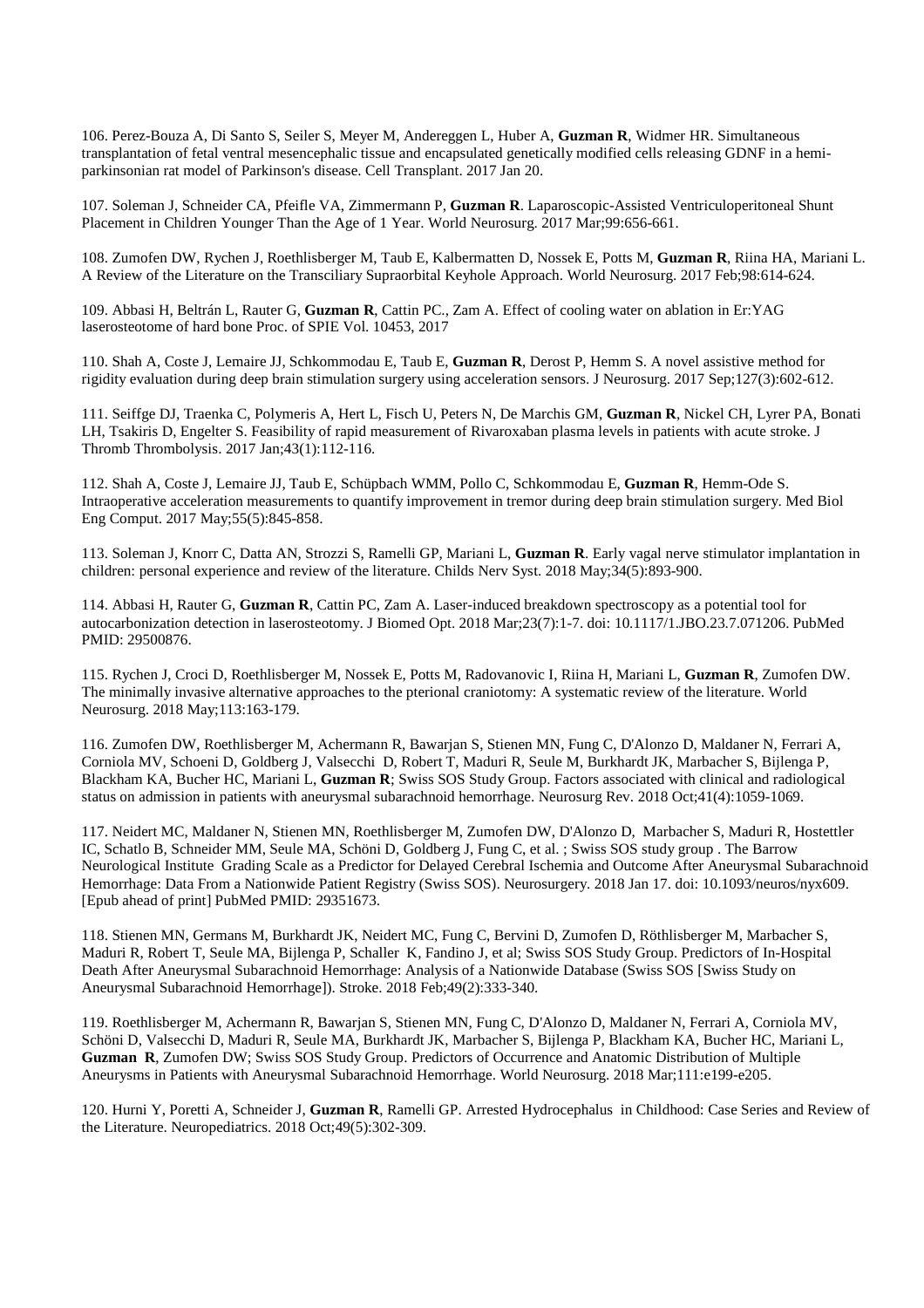106. Perez-Bouza A, Di Santo S, Seiler S, Meyer M, Andereggen L, Huber A, **Guzman R**, Widmer HR. Simultaneous transplantation of fetal ventral mesencephalic tissue and encapsulated genetically modified cells releasing GDNF in a hemi-parkinsonian rat model of Parkinson's disease. Cell Transplant. 2017 Jan 20.

107. Soleman J, Schneider CA, Pfeifle VA, Zimmermann P, **Guzman R**. Laparoscopic-Assisted Ventriculoperitoneal Shunt Placement in Children Younger Than the Age of 1 Year. World Neurosurg. 2017 Mar;99:656-661.

108. Zumofen DW, Rychen J, Roethlisberger M, Taub E, Kalbermatten D, Nossek E, Potts M, **Guzman R**, Riina HA, Mariani L. A Review of the Literature on the Transciliary Supraorbital Keyhole Approach. World Neurosurg. 2017 Feb;98:614-624.

109. Abbasi H, Beltrán L, Rauter G, **Guzman R**, Cattin PC., Zam A. Effect of cooling water on ablation in Er:YAG laserosteotome of hard bone Proc. of SPIE Vol. 10453, 2017

110. Shah A, Coste J, Lemaire JJ, Schkommodau E, Taub E, **Guzman R**, Derost P, Hemm S. A novel assistive method for rigidity evaluation during deep brain stimulation surgery using acceleration sensors. J Neurosurg. 2017 Sep;127(3):602-612.

111. Seiffge DJ, Traenka C, Polymeris A, Hert L, Fisch U, Peters N, De Marchis GM, **Guzman R**, Nickel CH, Lyrer PA, Bonati LH, Tsakiris D, Engelter S. Feasibility of rapid measurement of Rivaroxaban plasma levels in patients with acute stroke. J Thromb Thrombolysis. 2017 Jan;43(1):112-116.

112. Shah A, Coste J, Lemaire JJ, Taub E, Schüpbach WMM, Pollo C, Schkommodau E, **Guzman R**, Hemm-Ode S. Intraoperative acceleration measurements to quantify improvement in tremor during deep brain stimulation surgery. Med Biol Eng Comput. 2017 May;55(5):845-858.

113. Soleman J, Knorr C, Datta AN, Strozzi S, Ramelli GP, Mariani L, **Guzman R**. Early vagal nerve stimulator implantation in children: personal experience and review of the literature. Childs Nerv Syst. 2018 May;34(5):893-900.

114. Abbasi H, Rauter G, **Guzman R**, Cattin PC, Zam A. Laser-induced breakdown spectroscopy as a potential tool for autocarbonization detection in laserosteotomy. J Biomed Opt. 2018 Mar;23(7):1-7. doi: 10.1117/1.JBO.23.7.071206. PubMed PMID: 29500876.

115. Rychen J, Croci D, Roethlisberger M, Nossek E, Potts M, Radovanovic I, Riina H, Mariani L, **Guzman R**, Zumofen DW. The minimally invasive alternative approaches to the pterional craniotomy: A systematic review of the literature. World Neurosurg. 2018 May;113:163-179.

116. Zumofen DW, Roethlisberger M, Achermann R, Bawarjan S, Stienen MN, Fung C, D'Alonzo D, Maldaner N, Ferrari A, Corniola MV, Schoeni D, Goldberg J, Valsecchi D, Robert T, Maduri R, Seule M, Burkhardt JK, Marbacher S, Bijlenga P, Blackham KA, Bucher HC, Mariani L, **Guzman R**; Swiss SOS Study Group. Factors associated with clinical and radiological status on admission in patients with aneurysmal subarachnoid hemorrhage. Neurosurg Rev. 2018 Oct;41(4):1059-1069.

117. Neidert MC, Maldaner N, Stienen MN, Roethlisberger M, Zumofen DW, D'Alonzo D, Marbacher S, Maduri R, Hostettler IC, Schatlo B, Schneider MM, Seule MA, Schöni D, Goldberg J, Fung C, et al. ; Swiss SOS study group . The Barrow Neurological Institute Grading Scale as a Predictor for Delayed Cerebral Ischemia and Outcome After Aneurysmal Subarachnoid Hemorrhage: Data From a Nationwide Patient Registry (Swiss SOS). Neurosurgery. 2018 Jan 17. doi: 10.1093/neuros/nyx609. [Epub ahead of print] PubMed PMID: 29351673.

118. Stienen MN, Germans M, Burkhardt JK, Neidert MC, Fung C, Bervini D, Zumofen D, Röthlisberger M, Marbacher S, Maduri R, Robert T, Seule MA, Bijlenga P, Schaller K, Fandino J, et al; Swiss SOS Study Group. Predictors of In-Hospital Death After Aneurysmal Subarachnoid Hemorrhage: Analysis of a Nationwide Database (Swiss SOS [Swiss Study on Aneurysmal Subarachnoid Hemorrhage]). Stroke. 2018 Feb;49(2):333-340.

119. Roethlisberger M, Achermann R, Bawarjan S, Stienen MN, Fung C, D'Alonzo D, Maldaner N, Ferrari A, Corniola MV, Schöni D, Valsecchi D, Maduri R, Seule MA, Burkhardt JK, Marbacher S, Bijlenga P, Blackham KA, Bucher HC, Mariani L, **Guzman R**, Zumofen DW; Swiss SOS Study Group. Predictors of Occurrence and Anatomic Distribution of Multiple Aneurysms in Patients with Aneurysmal Subarachnoid Hemorrhage. World Neurosurg. 2018 Mar;111:e199-e205.

120. Hurni Y, Poretti A, Schneider J, **Guzman R**, Ramelli GP. Arrested Hydrocephalus in Childhood: Case Series and Review of the Literature. Neuropediatrics. 2018 Oct;49(5):302-309.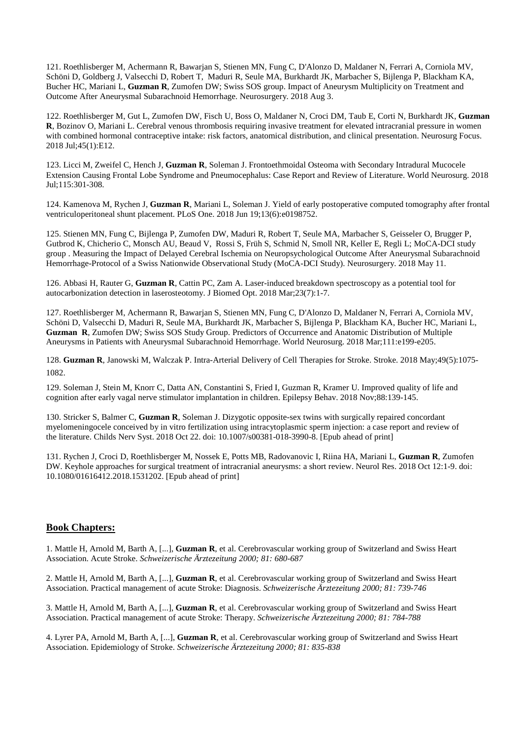121. Roethlisberger M, Achermann R, Bawarjan S, Stienen MN, Fung C, D'Alonzo D, Maldaner N, Ferrari A, Corniola MV, Schöni D, Goldberg J, Valsecchi D, Robert T, Maduri R, Seule MA, Burkhardt JK, Marbacher S, Bijlenga P, Blackham KA, Bucher HC, Mariani L, **Guzman R**, Zumofen DW; Swiss SOS group. Impact of Aneurysm Multiplicity on Treatment and Outcome After Aneurysmal Subarachnoid Hemorrhage. Neurosurgery. 2018 Aug 3.

122. Roethlisberger M, Gut L, Zumofen DW, Fisch U, Boss O, Maldaner N, Croci DM, Taub E, Corti N, Burkhardt JK, **Guzman R**, Bozinov O, Mariani L. Cerebral venous thrombosis requiring invasive treatment for elevated intracranial pressure in women with combined hormonal contraceptive intake: risk factors, anatomical distribution, and clinical presentation. Neurosurg Focus. 2018 Jul;45(1):E12.

123. Licci M, Zweifel C, Hench J, **Guzman R**, Soleman J. Frontoethmoidal Osteoma with Secondary Intradural Mucocele Extension Causing Frontal Lobe Syndrome and Pneumocephalus: Case Report and Review of Literature. World Neurosurg. 2018 Jul;115:301-308.

124. Kamenova M, Rychen J, **Guzman R**, Mariani L, Soleman J. Yield of early postoperative computed tomography after frontal ventriculoperitoneal shunt placement. PLoS One. 2018 Jun 19;13(6):e0198752.

125. Stienen MN, Fung C, Bijlenga P, Zumofen DW, Maduri R, Robert T, Seule MA, Marbacher S, Geisseler O, Brugger P, Gutbrod K, Chicherio C, Monsch AU, Beaud V, Rossi S, Früh S, Schmid N, Smoll NR, Keller E, Regli L; MoCA-DCI study group . Measuring the Impact of Delayed Cerebral Ischemia on Neuropsychological Outcome After Aneurysmal Subarachnoid Hemorrhage-Protocol of a Swiss Nationwide Observational Study (MoCA-DCI Study). Neurosurgery. 2018 May 11.

126. Abbasi H, Rauter G, **Guzman R**, Cattin PC, Zam A. Laser-induced breakdown spectroscopy as a potential tool for autocarbonization detection in laserosteotomy. J Biomed Opt. 2018 Mar;23(7):1-7.

127. Roethlisberger M, Achermann R, Bawarjan S, Stienen MN, Fung C, D'Alonzo D, Maldaner N, Ferrari A, Corniola MV, Schöni D, Valsecchi D, Maduri R, Seule MA, Burkhardt JK, Marbacher S, Bijlenga P, Blackham KA, Bucher HC, Mariani L, **Guzman R**, Zumofen DW; Swiss SOS Study Group. Predictors of Occurrence and Anatomic Distribution of Multiple Aneurysms in Patients with Aneurysmal Subarachnoid Hemorrhage. World Neurosurg. 2018 Mar;111:e199-e205.

128. **Guzman R**, Janowski M, Walczak P. Intra-Arterial Delivery of Cell Therapies for Stroke. Stroke. 2018 May;49(5):1075-1082.

129. Soleman J, Stein M, Knorr C, Datta AN, Constantini S, Fried I, Guzman R, Kramer U. Improved quality of life and cognition after early vagal nerve stimulator implantation in children. Epilepsy Behav. 2018 Nov;88:139-145.

130. Stricker S, Balmer C, **Guzman R**, Soleman J. Dizygotic opposite-sex twins with surgically repaired concordant myelomeningocele conceived by in vitro fertilization using intracytoplasmic sperm injection: a case report and review of the literature. Childs Nerv Syst. 2018 Oct 22. doi: 10.1007/s00381-018-3990-8. [Epub ahead of print]

131. Rychen J, Croci D, Roethlisberger M, Nossek E, Potts MB, Radovanovic I, Riina HA, Mariani L, **Guzman R**, Zumofen DW. Keyhole approaches for surgical treatment of intracranial aneurysms: a short review. Neurol Res. 2018 Oct 12:1-9. doi: 10.1080/01616412.2018.1531202. [Epub ahead of print]

## Book Chapters:

1. Mattle H, Arnold M, Barth A, [...], **Guzman R**, et al. Cerebrovascular working group of Switzerland and Swiss Heart Association. Acute Stroke. *Schweizerische Ärztezeitung 2000; 81: 680-687*

2. Mattle H, Arnold M, Barth A, [...], **Guzman R**, et al. Cerebrovascular working group of Switzerland and Swiss Heart Association. Practical management of acute Stroke: Diagnosis. *Schweizerische Ärztezeitung 2000; 81: 739-746*

3. Mattle H, Arnold M, Barth A, [...], **Guzman R**, et al. Cerebrovascular working group of Switzerland and Swiss Heart Association. Practical management of acute Stroke: Therapy. *Schweizerische Ärztezeitung 2000; 81: 784-788*

4. Lyrer PA, Arnold M, Barth A, [...], **Guzman R**, et al. Cerebrovascular working group of Switzerland and Swiss Heart Association. Epidemiology of Stroke. *Schweizerische Ärztezeitung 2000; 81: 835-838*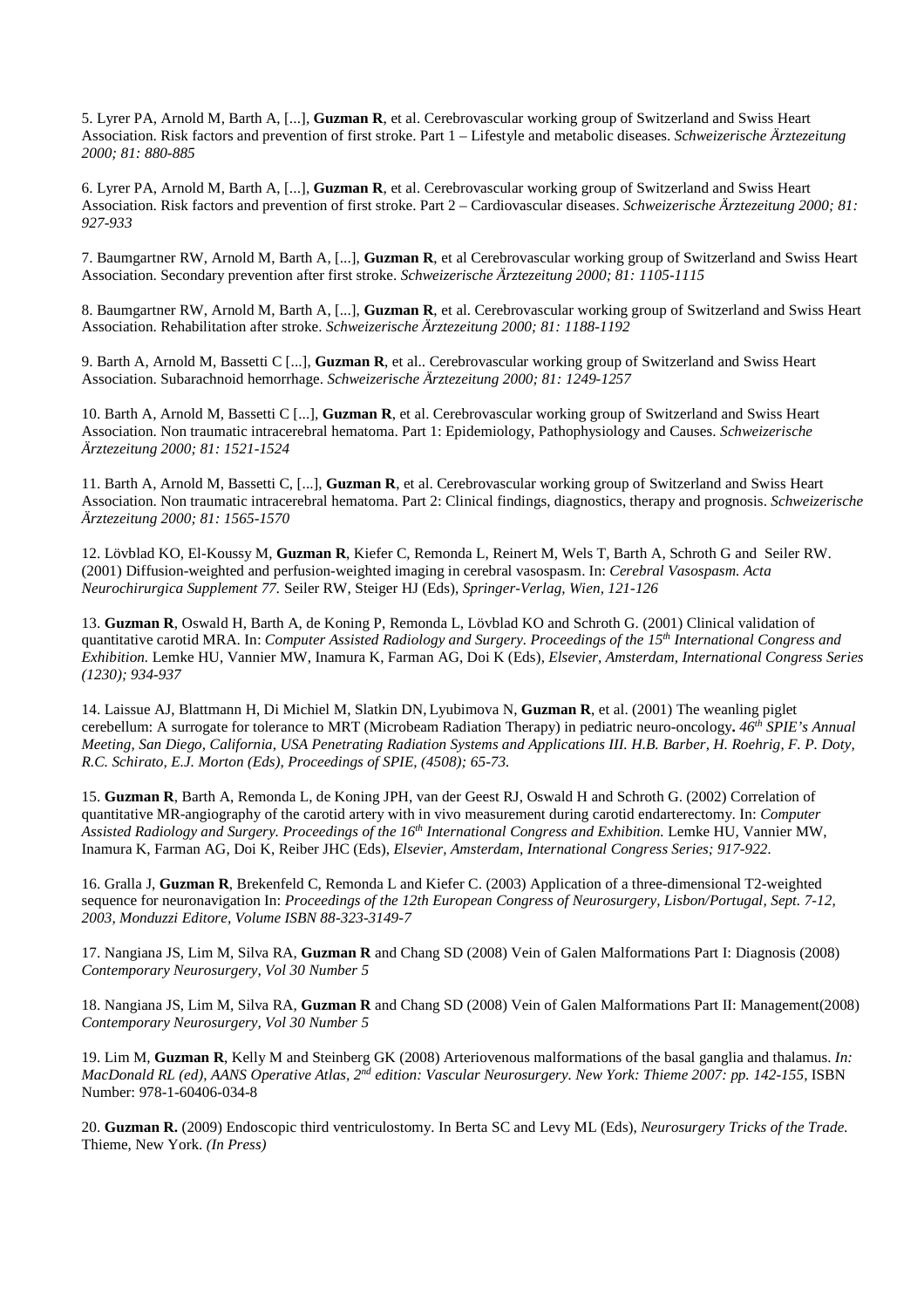5. Lyrer PA, Arnold M, Barth A, [...], **Guzman R**, et al. Cerebrovascular working group of Switzerland and Swiss Heart Association. Risk factors and prevention of first stroke. Part 1 – Lifestyle and metabolic diseases. *Schweizerische Ärztezeitung 2000; 81: 880-885*

6. Lyrer PA, Arnold M, Barth A, [...], **Guzman R**, et al. Cerebrovascular working group of Switzerland and Swiss Heart Association. Risk factors and prevention of first stroke. Part 2 – Cardiovascular diseases. *Schweizerische Ärztezeitung 2000; 81: 927-933*

7. Baumgartner RW, Arnold M, Barth A, [...], **Guzman R**, et al Cerebrovascular working group of Switzerland and Swiss Heart Association. Secondary prevention after first stroke. *Schweizerische Ärztezeitung 2000; 81: 1105-1115*

8. Baumgartner RW, Arnold M, Barth A, [...], **Guzman R**, et al. Cerebrovascular working group of Switzerland and Swiss Heart Association. Rehabilitation after stroke. *Schweizerische Ärztezeitung 2000; 81: 1188-1192*

9. Barth A, Arnold M, Bassetti C [...], **Guzman R**, et al.. Cerebrovascular working group of Switzerland and Swiss Heart Association. Subarachnoid hemorrhage. *Schweizerische Ärztezeitung 2000; 81: 1249-1257*

10. Barth A, Arnold M, Bassetti C [...], **Guzman R**, et al. Cerebrovascular working group of Switzerland and Swiss Heart Association. Non traumatic intracerebral hematoma. Part 1: Epidemiology, Pathophysiology and Causes. *Schweizerische Ärztezeitung 2000; 81: 1521-1524*

11. Barth A, Arnold M, Bassetti C, [...], **Guzman R**, et al. Cerebrovascular working group of Switzerland and Swiss Heart Association. Non traumatic intracerebral hematoma. Part 2: Clinical findings, diagnostics, therapy and prognosis. *Schweizerische Ärztezeitung 2000; 81: 1565-1570*

12. Lövblad KO, El-Koussy M, **Guzman R**, Kiefer C, Remonda L, Reinert M, Wels T, Barth A, Schroth G and Seiler RW. (2001) Diffusion-weighted and perfusion-weighted imaging in cerebral vasospasm. In: *Cerebral Vasospasm. Acta Neurochirurgica Supplement 77.* Seiler RW, Steiger HJ (Eds), *Springer-Verlag, Wien, 121-126*

13. **Guzman R**, Oswald H, Barth A, de Koning P, Remonda L, Lövblad KO and Schroth G. (2001) Clinical validation of quantitative carotid MRA. In: *Computer Assisted Radiology and Surgery. Proceedings of the 15th International Congress and Exhibition.* Lemke HU, Vannier MW, Inamura K, Farman AG, Doi K (Eds), *Elsevier, Amsterdam, International Congress Series (1230); 934-937*

14. Laissue AJ, Blattmann H, Di Michiel M, Slatkin DN, Lyubimova N, **Guzman R**, et al. (2001) The weanling piglet cerebellum: A surrogate for tolerance to MRT (Microbeam Radiation Therapy) in pediatric neuro-oncology**.** *46th SPIE's Annual Meeting, San Diego, California, USA Penetrating Radiation Systems and Applications III. H.B. Barber, H. Roehrig, F. P. Doty, R.C. Schirato, E.J. Morton (Eds), Proceedings of SPIE, (4508); 65-73.*

15. **Guzman R**, Barth A, Remonda L, de Koning JPH, van der Geest RJ, Oswald H and Schroth G. (2002) Correlation of quantitative MR-angiography of the carotid artery with in vivo measurement during carotid endarterectomy. In: *Computer Assisted Radiology and Surgery. Proceedings of the 16th International Congress and Exhibition.* Lemke HU, Vannier MW, Inamura K, Farman AG, Doi K, Reiber JHC (Eds), *Elsevier, Amsterdam, International Congress Series; 917-922.*

16. Gralla J, **Guzman R**, Brekenfeld C, Remonda L and Kiefer C. (2003) Application of a three-dimensional T2-weighted sequence for neuronavigation In: *Proceedings of the 12th European Congress of Neurosurgery, Lisbon/Portugal, Sept. 7-12, 2003, Monduzzi Editore, Volume ISBN 88-323-3149-7*

17. Nangiana JS, Lim M, Silva RA, **Guzman R** and Chang SD (2008) Vein of Galen Malformations Part I: Diagnosis (2008) *Contemporary Neurosurgery, Vol 30 Number 5*

18. Nangiana JS, Lim M, Silva RA, **Guzman R** and Chang SD (2008) Vein of Galen Malformations Part II: Management(2008) *Contemporary Neurosurgery, Vol 30 Number 5*

19. Lim M, **Guzman R**, Kelly M and Steinberg GK (2008) Arteriovenous malformations of the basal ganglia and thalamus. *In: MacDonald RL (ed), AANS Operative Atlas, 2nd edition: Vascular Neurosurgery. New York: Thieme 2007: pp. 142-155,* ISBN Number: 978-1-60406-034-8

20. **Guzman R.** (2009) Endoscopic third ventriculostomy. In Berta SC and Levy ML (Eds), *Neurosurgery Tricks of the Trade.* Thieme, New York. *(In Press)*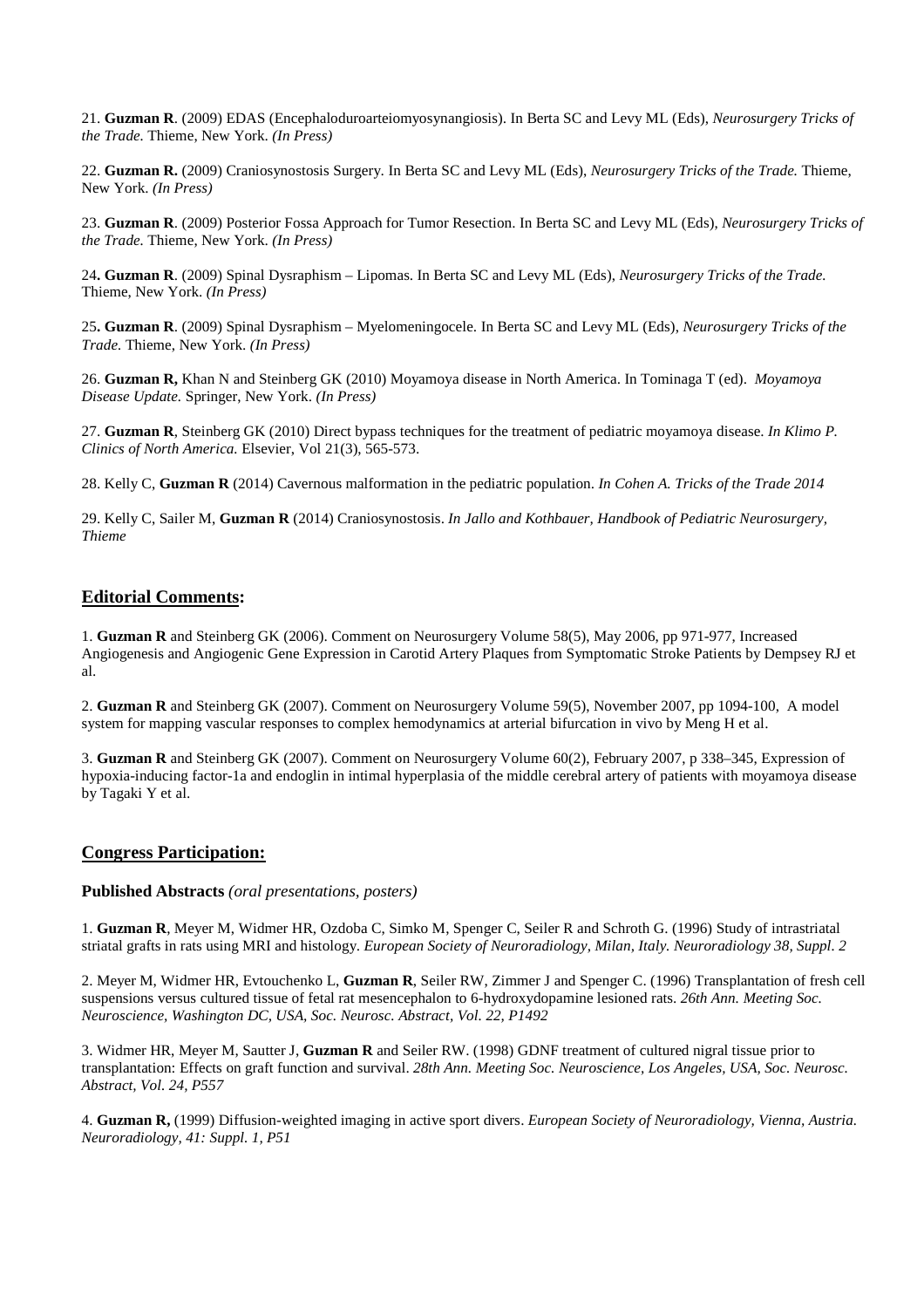21. **Guzman R**. (2009) EDAS (Encephaloduroarteiomyosynangiosis). In Berta SC and Levy ML (Eds), *Neurosurgery Tricks of the Trade.* Thieme, New York. *(In Press)*

22. **Guzman R.** (2009) Craniosynostosis Surgery. In Berta SC and Levy ML (Eds), *Neurosurgery Tricks of the Trade.* Thieme, New York. *(In Press)*

23. **Guzman R**. (2009) Posterior Fossa Approach for Tumor Resection. In Berta SC and Levy ML (Eds), *Neurosurgery Tricks of the Trade.* Thieme, New York. *(In Press)*

24**. Guzman R**. (2009) Spinal Dysraphism – Lipomas. In Berta SC and Levy ML (Eds), *Neurosurgery Tricks of the Trade.* Thieme, New York. *(In Press)*

25**. Guzman R**. (2009) Spinal Dysraphism – Myelomeningocele. In Berta SC and Levy ML (Eds), *Neurosurgery Tricks of the Trade.* Thieme, New York. *(In Press)*

26. **Guzman R,** Khan N and Steinberg GK (2010) Moyamoya disease in North America. In Tominaga T (ed). *Moyamoya Disease Update.* Springer, New York. *(In Press)*

27. **Guzman R**, Steinberg GK (2010) Direct bypass techniques for the treatment of pediatric moyamoya disease. *In Klimo P. Clinics of North America.* Elsevier, Vol 21(3), 565-573.

28. Kelly C, **Guzman R** (2014) Cavernous malformation in the pediatric population. *In Cohen A. Tricks of the Trade 2014*

29. Kelly C, Sailer M, **Guzman R** (2014) Craniosynostosis. *In Jallo and Kothbauer, Handbook of Pediatric Neurosurgery, Thieme*

## Editorial Comments:

1. **Guzman R** and Steinberg GK (2006). Comment on Neurosurgery Volume 58(5), May 2006, pp 971-977, Increased Angiogenesis and Angiogenic Gene Expression in Carotid Artery Plaques from Symptomatic Stroke Patients by Dempsey RJ et al.

2. **Guzman R** and Steinberg GK (2007). Comment on Neurosurgery Volume 59(5), November 2007, pp 1094-100, A model system for mapping vascular responses to complex hemodynamics at arterial bifurcation in vivo by Meng H et al.

3. **Guzman R** and Steinberg GK (2007). Comment on Neurosurgery Volume 60(2), February 2007, p 338–345, Expression of hypoxia-inducing factor-1a and endoglin in intimal hyperplasia of the middle cerebral artery of patients with moyamoya disease by Tagaki Y et al.

## Congress Participation:

**Published Abstracts** *(oral presentations, posters)*

1. **Guzman R**, Meyer M, Widmer HR, Ozdoba C, Simko M, Spenger C, Seiler R and Schroth G. (1996) Study of intrastriatal striatal grafts in rats using MRI and histology. *European Society of Neuroradiology, Milan, Italy. Neuroradiology 38, Suppl. 2*

2. Meyer M, Widmer HR, Evtouchenko L, **Guzman R**, Seiler RW, Zimmer J and Spenger C. (1996) Transplantation of fresh cell suspensions versus cultured tissue of fetal rat mesencephalon to 6-hydroxydopamine lesioned rats. *26th Ann. Meeting Soc. Neuroscience, Washington DC, USA, Soc. Neurosc. Abstract, Vol. 22, P1492*

3. Widmer HR, Meyer M, Sautter J, **Guzman R** and Seiler RW. (1998) GDNF treatment of cultured nigral tissue prior to transplantation: Effects on graft function and survival. *28th Ann. Meeting Soc. Neuroscience, Los Angeles, USA, Soc. Neurosc. Abstract, Vol. 24, P557*

4. **Guzman R,** (1999) Diffusion-weighted imaging in active sport divers. *European Society of Neuroradiology, Vienna, Austria. Neuroradiology, 41: Suppl. 1, P51*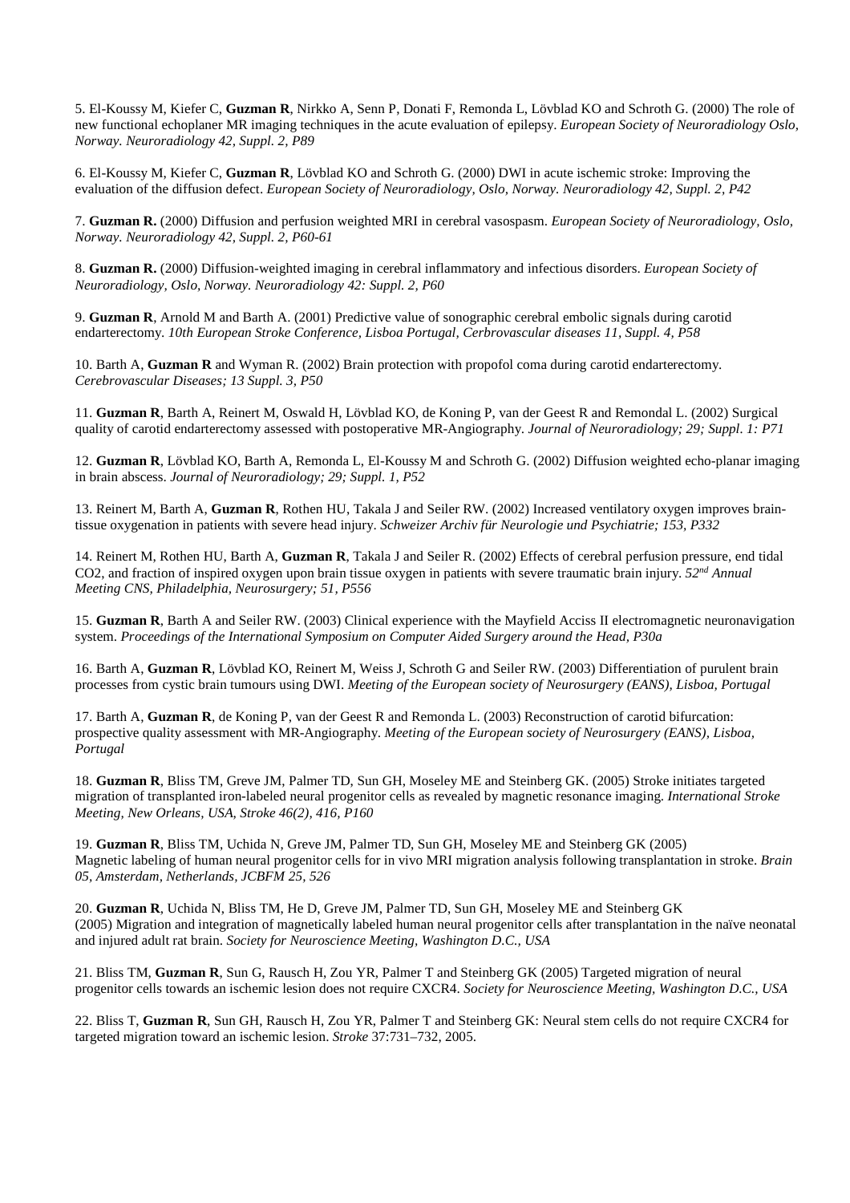5. El-Koussy M, Kiefer C, **Guzman R**, Nirkko A, Senn P, Donati F, Remonda L, Lövblad KO and Schroth G. (2000) The role of new functional echoplaner MR imaging techniques in the acute evaluation of epilepsy. *European Society of Neuroradiology Oslo, Norway. Neuroradiology 42, Suppl. 2, P89*

6. El-Koussy M, Kiefer C, **Guzman R**, Lövblad KO and Schroth G. (2000) DWI in acute ischemic stroke: Improving the evaluation of the diffusion defect. *European Society of Neuroradiology, Oslo, Norway. Neuroradiology 42, Suppl. 2, P42*

7. **Guzman R.** (2000) Diffusion and perfusion weighted MRI in cerebral vasospasm. *European Society of Neuroradiology, Oslo, Norway. Neuroradiology 42, Suppl. 2, P60-61*

8. **Guzman R.** (2000) Diffusion-weighted imaging in cerebral inflammatory and infectious disorders. *European Society of Neuroradiology, Oslo, Norway. Neuroradiology 42: Suppl. 2, P60*

9. **Guzman R**, Arnold M and Barth A. (2001) Predictive value of sonographic cerebral embolic signals during carotid endarterectomy. *10th European Stroke Conference, Lisboa Portugal, Cerbrovascular diseases 11, Suppl. 4, P58*

10. Barth A, **Guzman R** and Wyman R. (2002) Brain protection with propofol coma during carotid endarterectomy. *Cerebrovascular Diseases; 13 Suppl. 3, P50*

11. **Guzman R**, Barth A, Reinert M, Oswald H, Lövblad KO, de Koning P, van der Geest R and Remondal L. (2002) Surgical quality of carotid endarterectomy assessed with postoperative MR-Angiography. *Journal of Neuroradiology; 29; Suppl. 1: P71*

12. **Guzman R**, Lövblad KO, Barth A, Remonda L, El-Koussy M and Schroth G. (2002) Diffusion weighted echo-planar imaging in brain abscess. *Journal of Neuroradiology; 29; Suppl. 1, P52*

13. Reinert M, Barth A, **Guzman R**, Rothen HU, Takala J and Seiler RW. (2002) Increased ventilatory oxygen improves brain-tissue oxygenation in patients with severe head injury. *Schweizer Archiv für Neurologie und Psychiatrie; 153, P332*

14. Reinert M, Rothen HU, Barth A, **Guzman R**, Takala J and Seiler R. (2002) Effects of cerebral perfusion pressure, end tidal CO2, and fraction of inspired oxygen upon brain tissue oxygen in patients with severe traumatic brain injury. *52nd Annual Meeting CNS, Philadelphia, Neurosurgery; 51, P556*

15. **Guzman R**, Barth A and Seiler RW. (2003) Clinical experience with the Mayfield Acciss II electromagnetic neuronavigation system. *Proceedings of the International Symposium on Computer Aided Surgery around the Head, P30a*

16. Barth A, **Guzman R**, Lövblad KO, Reinert M, Weiss J, Schroth G and Seiler RW. (2003) Differentiation of purulent brain processes from cystic brain tumours using DWI. *Meeting of the European society of Neurosurgery (EANS), Lisboa, Portugal*

17. Barth A, **Guzman R**, de Koning P, van der Geest R and Remonda L. (2003) Reconstruction of carotid bifurcation: prospective quality assessment with MR-Angiography. *Meeting of the European society of Neurosurgery (EANS), Lisboa, Portugal*

18. **Guzman R**, Bliss TM, Greve JM, Palmer TD, Sun GH, Moseley ME and Steinberg GK. (2005) Stroke initiates targeted migration of transplanted iron-labeled neural progenitor cells as revealed by magnetic resonance imaging. *International Stroke Meeting, New Orleans, USA, Stroke 46(2), 416, P160*

19. **Guzman R**, Bliss TM, Uchida N, Greve JM, Palmer TD, Sun GH, Moseley ME and Steinberg GK (2005) Magnetic labeling of human neural progenitor cells for in vivo MRI migration analysis following transplantation in stroke. *Brain 05, Amsterdam, Netherlands, JCBFM 25, 526*

20. **Guzman R**, Uchida N, Bliss TM, He D, Greve JM, Palmer TD, Sun GH, Moseley ME and Steinberg GK (2005) Migration and integration of magnetically labeled human neural progenitor cells after transplantation in the naïve neonatal and injured adult rat brain. *Society for Neuroscience Meeting, Washington D.C., USA*

21. Bliss TM, **Guzman R**, Sun G, Rausch H, Zou YR, Palmer T and Steinberg GK (2005) Targeted migration of neural progenitor cells towards an ischemic lesion does not require CXCR4. *Society for Neuroscience Meeting, Washington D.C., USA*

22. Bliss T, **Guzman R**, Sun GH, Rausch H, Zou YR, Palmer T and Steinberg GK: Neural stem cells do not require CXCR4 for targeted migration toward an ischemic lesion. *Stroke* 37:731–732, 2005.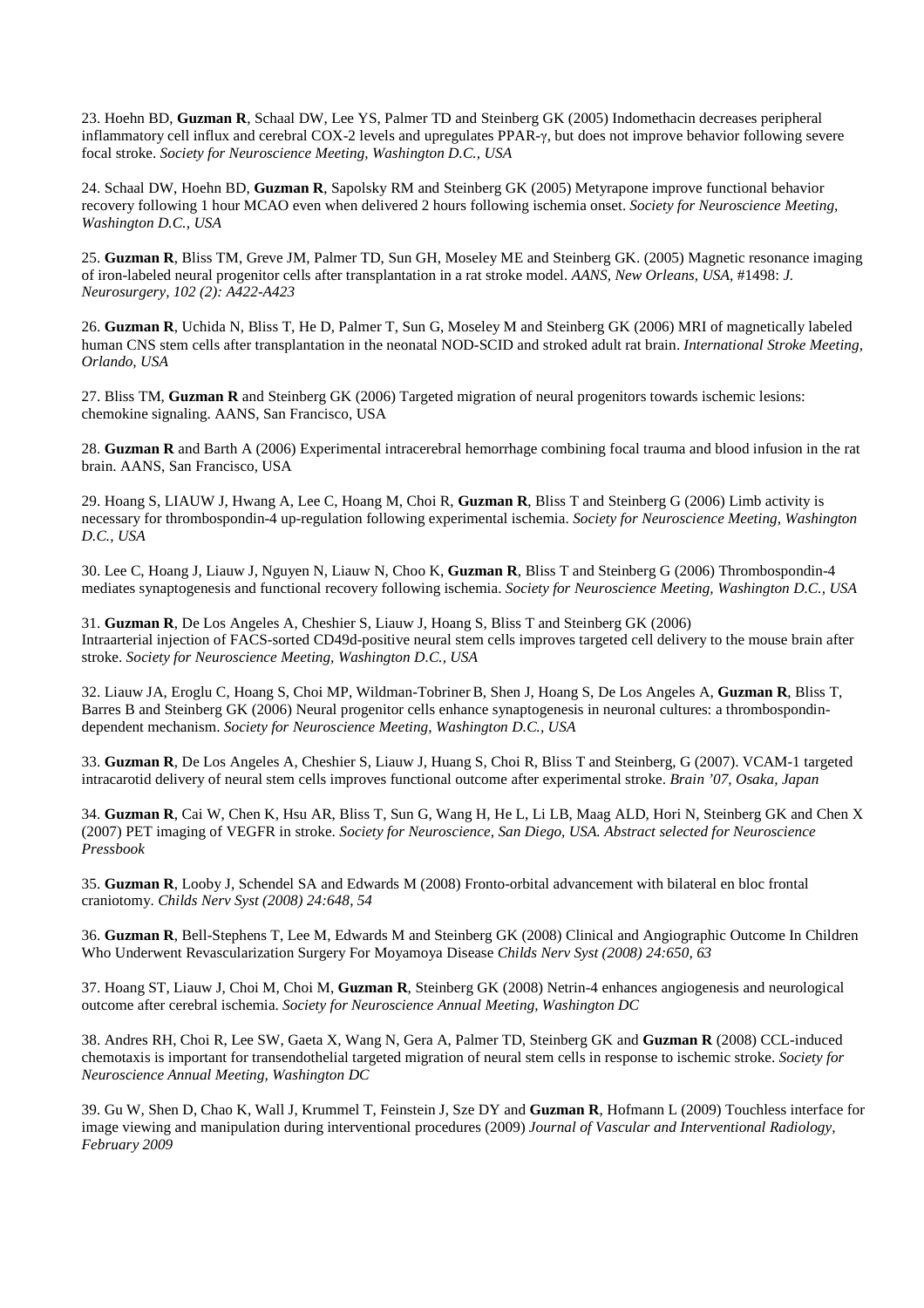23. Hoehn BD, **Guzman R**, Schaal DW, Lee YS, Palmer TD and Steinberg GK (2005) Indomethacin decreases peripheral inflammatory cell influx and cerebral COX-2 levels and upregulates PPAR-γ, but does not improve behavior following severe focal stroke. *Society for Neuroscience Meeting, Washington D.C., USA*

24. Schaal DW, Hoehn BD, **Guzman R**, Sapolsky RM and Steinberg GK (2005) Metyrapone improve functional behavior recovery following 1 hour MCAO even when delivered 2 hours following ischemia onset. *Society for Neuroscience Meeting, Washington D.C., USA*

25. **Guzman R**, Bliss TM, Greve JM, Palmer TD, Sun GH, Moseley ME and Steinberg GK. (2005) Magnetic resonance imaging of iron-labeled neural progenitor cells after transplantation in a rat stroke model. *AANS, New Orleans, USA,* #1498: *J. Neurosurgery, 102 (2): A422-A423*

26. **Guzman R**, Uchida N, Bliss T, He D, Palmer T, Sun G, Moseley M and Steinberg GK (2006) MRI of magnetically labeled human CNS stem cells after transplantation in the neonatal NOD-SCID and stroked adult rat brain. *International Stroke Meeting, Orlando, USA*

27. Bliss TM, **Guzman R** and Steinberg GK (2006) Targeted migration of neural progenitors towards ischemic lesions: chemokine signaling. AANS, San Francisco, USA

28. **Guzman R** and Barth A (2006) Experimental intracerebral hemorrhage combining focal trauma and blood infusion in the rat brain. AANS, San Francisco, USA

29. Hoang S, LIAUW J, Hwang A, Lee C, Hoang M, Choi R, **Guzman R**, Bliss T and Steinberg G (2006) Limb activity is necessary for thrombospondin-4 up-regulation following experimental ischemia. *Society for Neuroscience Meeting, Washington D.C., USA*

30. Lee C, Hoang J, Liauw J, Nguyen N, Liauw N, Choo K, **Guzman R**, Bliss T and Steinberg G (2006) Thrombospondin-4 mediates synaptogenesis and functional recovery following ischemia. *Society for Neuroscience Meeting, Washington D.C., USA*

31. **Guzman R**, De Los Angeles A, Cheshier S, Liauw J, Hoang S, Bliss T and Steinberg GK (2006) Intraarterial injection of FACS-sorted CD49d-positive neural stem cells improves targeted cell delivery to the mouse brain after stroke. *Society for Neuroscience Meeting, Washington D.C., USA*

32. Liauw JA, Eroglu C, Hoang S, Choi MP, Wildman-Tobriner B, Shen J, Hoang S, De Los Angeles A, **Guzman R**, Bliss T, Barres B and Steinberg GK (2006) Neural progenitor cells enhance synaptogenesis in neuronal cultures: a thrombospondin-dependent mechanism. *Society for Neuroscience Meeting, Washington D.C., USA*

33. **Guzman R**, De Los Angeles A, Cheshier S, Liauw J, Huang S, Choi R, Bliss T and Steinberg, G (2007). VCAM-1 targeted intracarotid delivery of neural stem cells improves functional outcome after experimental stroke. *Brain '07, Osaka, Japan*

34. **Guzman R**, Cai W, Chen K, Hsu AR, Bliss T, Sun G, Wang H, He L, Li LB, Maag ALD, Hori N, Steinberg GK and Chen X (2007) PET imaging of VEGFR in stroke. *Society for Neuroscience, San Diego, USA. Abstract selected for Neuroscience Pressbook*

35. **Guzman R**, Looby J, Schendel SA and Edwards M (2008) Fronto-orbital advancement with bilateral en bloc frontal craniotomy. *Childs Nerv Syst (2008) 24:648, 54*

36. **Guzman R**, Bell-Stephens T, Lee M, Edwards M and Steinberg GK (2008) Clinical and Angiographic Outcome In Children Who Underwent Revascularization Surgery For Moyamoya Disease *Childs Nerv Syst (2008) 24:650, 63*

37. Hoang ST, Liauw J, Choi M, Choi M, **Guzman R**, Steinberg GK (2008) Netrin-4 enhances angiogenesis and neurological outcome after cerebral ischemia. *Society for Neuroscience Annual Meeting, Washington DC*

38. Andres RH, Choi R, Lee SW, Gaeta X, Wang N, Gera A, Palmer TD, Steinberg GK and **Guzman R** (2008) CCL-induced chemotaxis is important for transendothelial targeted migration of neural stem cells in response to ischemic stroke. *Society for Neuroscience Annual Meeting, Washington DC*

39. Gu W, Shen D, Chao K, Wall J, Krummel T, Feinstein J, Sze DY and **Guzman R**, Hofmann L (2009) Touchless interface for image viewing and manipulation during interventional procedures (2009) *Journal of Vascular and Interventional Radiology, February 2009*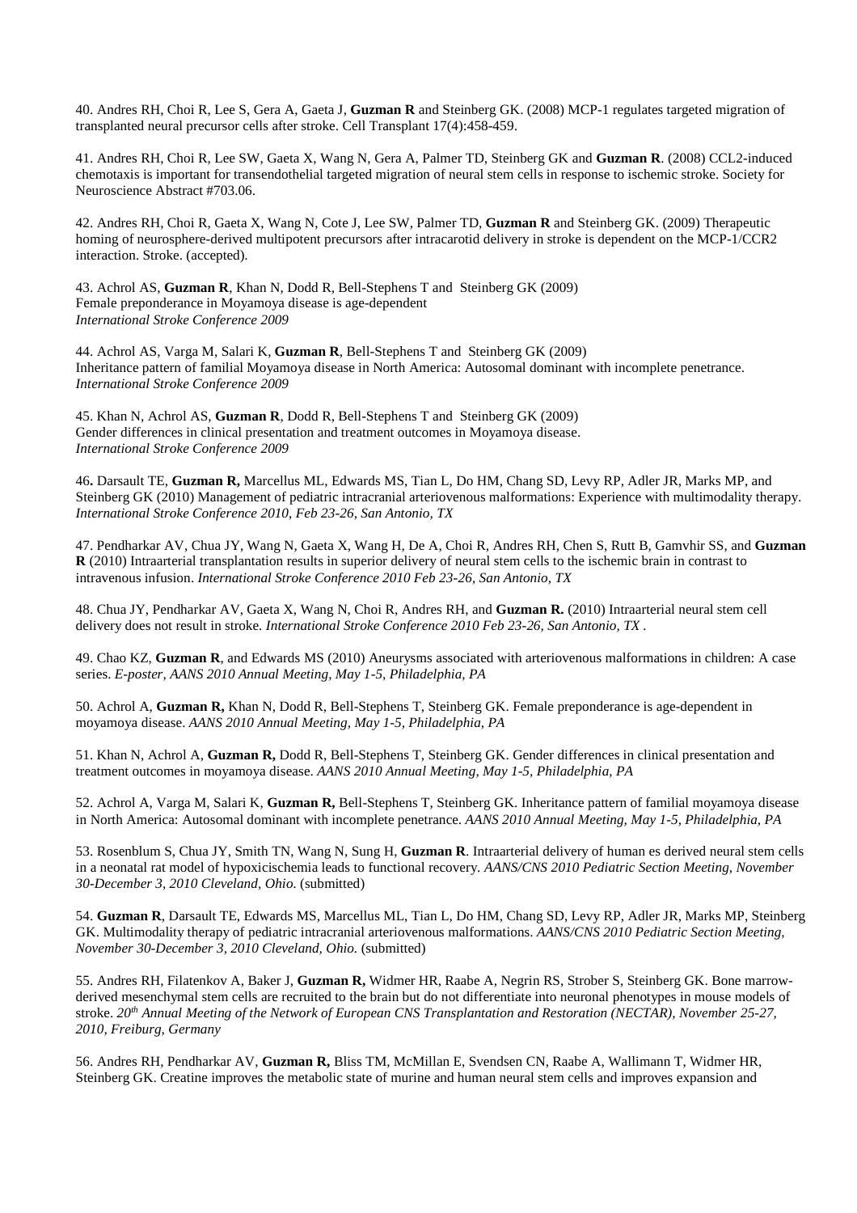40. Andres RH, Choi R, Lee S, Gera A, Gaeta J, **Guzman R** and Steinberg GK. (2008) MCP-1 regulates targeted migration of transplanted neural precursor cells after stroke. Cell Transplant 17(4):458-459.

41. Andres RH, Choi R, Lee SW, Gaeta X, Wang N, Gera A, Palmer TD, Steinberg GK and **Guzman R**. (2008) CCL2-induced chemotaxis is important for transendothelial targeted migration of neural stem cells in response to ischemic stroke. Society for Neuroscience Abstract #703.06.

42. Andres RH, Choi R, Gaeta X, Wang N, Cote J, Lee SW, Palmer TD, **Guzman R** and Steinberg GK. (2009) Therapeutic homing of neurosphere-derived multipotent precursors after intracarotid delivery in stroke is dependent on the MCP-1/CCR2 interaction. Stroke. (accepted).

43. Achrol AS, **Guzman R**, Khan N, Dodd R, Bell-Stephens T and Steinberg GK (2009)
Female preponderance in Moyamoya disease is age-dependent
*International Stroke Conference 2009*

44. Achrol AS, Varga M, Salari K, **Guzman R**, Bell-Stephens T and Steinberg GK (2009)
Inheritance pattern of familial Moyamoya disease in North America: Autosomal dominant with incomplete penetrance.
*International Stroke Conference 2009*

45. Khan N, Achrol AS, **Guzman R**, Dodd R, Bell-Stephens T and Steinberg GK (2009)
Gender differences in clinical presentation and treatment outcomes in Moyamoya disease.
*International Stroke Conference 2009*

46**.** Darsault TE, **Guzman R,** Marcellus ML, Edwards MS, Tian L, Do HM, Chang SD, Levy RP, Adler JR, Marks MP, and Steinberg GK (2010) Management of pediatric intracranial arteriovenous malformations: Experience with multimodality therapy. *International Stroke Conference 2010, Feb 23-26, San Antonio, TX*

47. Pendharkar AV, Chua JY, Wang N, Gaeta X, Wang H, De A, Choi R, Andres RH, Chen S, Rutt B, Gamvhir SS, and **Guzman R** (2010) Intraarterial transplantation results in superior delivery of neural stem cells to the ischemic brain in contrast to intravenous infusion. *International Stroke Conference 2010 Feb 23-26, San Antonio, TX*

48. Chua JY, Pendharkar AV, Gaeta X, Wang N, Choi R, Andres RH, and **Guzman R.** (2010) Intraarterial neural stem cell delivery does not result in stroke. *International Stroke Conference 2010 Feb 23-26, San Antonio, TX* .

49. Chao KZ, **Guzman R**, and Edwards MS (2010) Aneurysms associated with arteriovenous malformations in children: A case series. *E-poster, AANS 2010 Annual Meeting, May 1-5, Philadelphia, PA*

50. Achrol A, **Guzman R,** Khan N, Dodd R, Bell-Stephens T, Steinberg GK. Female preponderance is age-dependent in moyamoya disease. *AANS 2010 Annual Meeting, May 1-5, Philadelphia, PA*

51. Khan N, Achrol A, **Guzman R,** Dodd R, Bell-Stephens T, Steinberg GK. Gender differences in clinical presentation and treatment outcomes in moyamoya disease. *AANS 2010 Annual Meeting, May 1-5, Philadelphia, PA*

52. Achrol A, Varga M, Salari K, **Guzman R,** Bell-Stephens T, Steinberg GK. Inheritance pattern of familial moyamoya disease in North America: Autosomal dominant with incomplete penetrance. *AANS 2010 Annual Meeting, May 1-5, Philadelphia, PA*

53. Rosenblum S, Chua JY, Smith TN, Wang N, Sung H, **Guzman R**. Intraarterial delivery of human es derived neural stem cells in a neonatal rat model of hypoxicischemia leads to functional recovery. *AANS/CNS 2010 Pediatric Section Meeting, November 30-December 3, 2010 Cleveland, Ohio.* (submitted)

54. **Guzman R**, Darsault TE, Edwards MS, Marcellus ML, Tian L, Do HM, Chang SD, Levy RP, Adler JR, Marks MP, Steinberg GK. Multimodality therapy of pediatric intracranial arteriovenous malformations. *AANS/CNS 2010 Pediatric Section Meeting, November 30-December 3, 2010 Cleveland, Ohio.* (submitted)

55. Andres RH, Filatenkov A, Baker J, **Guzman R,** Widmer HR, Raabe A, Negrin RS, Strober S, Steinberg GK. Bone marrow-derived mesenchymal stem cells are recruited to the brain but do not differentiate into neuronal phenotypes in mouse models of stroke. *20th Annual Meeting of the Network of European CNS Transplantation and Restoration (NECTAR), November 25-27, 2010, Freiburg, Germany*

56. Andres RH, Pendharkar AV, **Guzman R,** Bliss TM, McMillan E, Svendsen CN, Raabe A, Wallimann T, Widmer HR, Steinberg GK. Creatine improves the metabolic state of murine and human neural stem cells and improves expansion and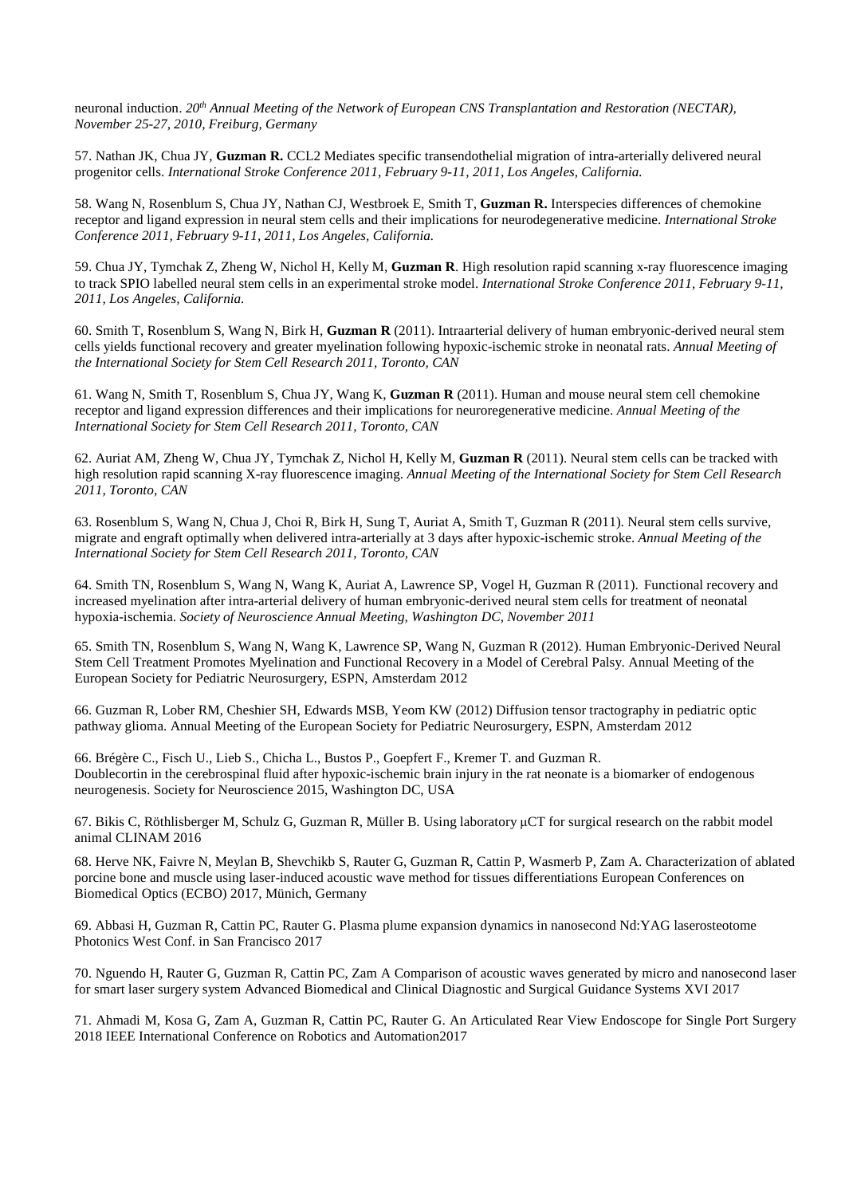neuronal induction. *20th Annual Meeting of the Network of European CNS Transplantation and Restoration (NECTAR), November 25-27, 2010, Freiburg, Germany*

57. Nathan JK, Chua JY, **Guzman R.** CCL2 Mediates specific transendothelial migration of intra-arterially delivered neural progenitor cells. *International Stroke Conference 2011, February 9-11, 2011, Los Angeles, California.*

58. Wang N, Rosenblum S, Chua JY, Nathan CJ, Westbroek E, Smith T, **Guzman R.** Interspecies differences of chemokine receptor and ligand expression in neural stem cells and their implications for neurodegenerative medicine. *International Stroke Conference 2011, February 9-11, 2011, Los Angeles, California.*

59. Chua JY, Tymchak Z, Zheng W, Nichol H, Kelly M, **Guzman R**. High resolution rapid scanning x-ray fluorescence imaging to track SPIO labelled neural stem cells in an experimental stroke model. *International Stroke Conference 2011, February 9-11, 2011, Los Angeles, California.*

60. Smith T, Rosenblum S, Wang N, Birk H, **Guzman R** (2011). Intraarterial delivery of human embryonic-derived neural stem cells yields functional recovery and greater myelination following hypoxic-ischemic stroke in neonatal rats. *Annual Meeting of the International Society for Stem Cell Research 2011, Toronto, CAN*

61. Wang N, Smith T, Rosenblum S, Chua JY, Wang K, **Guzman R** (2011). Human and mouse neural stem cell chemokine receptor and ligand expression differences and their implications for neuroregenerative medicine. *Annual Meeting of the International Society for Stem Cell Research 2011, Toronto, CAN*

62. Auriat AM, Zheng W, Chua JY, Tymchak Z, Nichol H, Kelly M, **Guzman R** (2011). Neural stem cells can be tracked with high resolution rapid scanning X-ray fluorescence imaging. *Annual Meeting of the International Society for Stem Cell Research 2011, Toronto, CAN*

63. Rosenblum S, Wang N, Chua J, Choi R, Birk H, Sung T, Auriat A, Smith T, Guzman R (2011). Neural stem cells survive, migrate and engraft optimally when delivered intra-arterially at 3 days after hypoxic-ischemic stroke. *Annual Meeting of the International Society for Stem Cell Research 2011, Toronto, CAN*

64. Smith TN, Rosenblum S, Wang N, Wang K, Auriat A, Lawrence SP, Vogel H, Guzman R (2011). Functional recovery and increased myelination after intra-arterial delivery of human embryonic-derived neural stem cells for treatment of neonatal hypoxia-ischemia. *Society of Neuroscience Annual Meeting, Washington DC, November 2011*

65. Smith TN, Rosenblum S, Wang N, Wang K, Lawrence SP, Wang N, Guzman R (2012). Human Embryonic-Derived Neural Stem Cell Treatment Promotes Myelination and Functional Recovery in a Model of Cerebral Palsy. Annual Meeting of the European Society for Pediatric Neurosurgery, ESPN, Amsterdam 2012

66. Guzman R, Lober RM, Cheshier SH, Edwards MSB, Yeom KW (2012) Diffusion tensor tractography in pediatric optic pathway glioma. Annual Meeting of the European Society for Pediatric Neurosurgery, ESPN, Amsterdam 2012

66. Brégère C., Fisch U., Lieb S., Chicha L., Bustos P., Goepfert F., Kremer T. and Guzman R. Doublecortin in the cerebrospinal fluid after hypoxic-ischemic brain injury in the rat neonate is a biomarker of endogenous neurogenesis. Society for Neuroscience 2015, Washington DC, USA

67. Bikis C, Röthlisberger M, Schulz G, Guzman R, Müller B. Using laboratory μCT for surgical research on the rabbit model animal CLINAM 2016

68. Herve NK, Faivre N, Meylan B, Shevchikb S, Rauter G, Guzman R, Cattin P, Wasmerb P, Zam A. Characterization of ablated porcine bone and muscle using laser-induced acoustic wave method for tissues differentiations European Conferences on Biomedical Optics (ECBO) 2017, Münich, Germany

69. Abbasi H, Guzman R, Cattin PC, Rauter G. Plasma plume expansion dynamics in nanosecond Nd:YAG laserosteotome Photonics West Conf. in San Francisco 2017

70. Nguendo H, Rauter G, Guzman R, Cattin PC, Zam A Comparison of acoustic waves generated by micro and nanosecond laser for smart laser surgery system Advanced Biomedical and Clinical Diagnostic and Surgical Guidance Systems XVI 2017

71. Ahmadi M, Kosa G, Zam A, Guzman R, Cattin PC, Rauter G. An Articulated Rear View Endoscope for Single Port Surgery 2018 IEEE International Conference on Robotics and Automation2017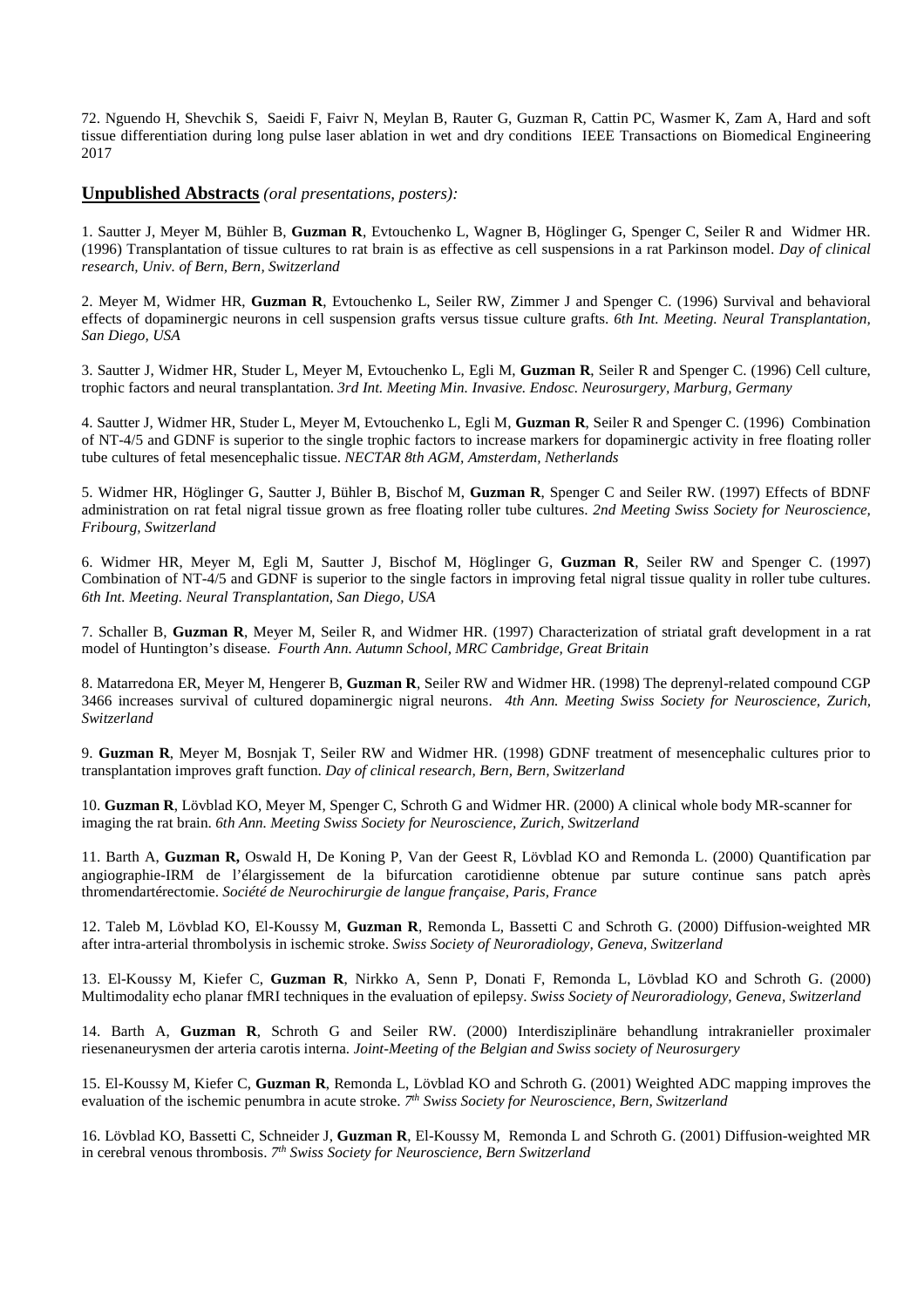72. Nguendo H, Shevchik S, Saeidi F, Faivr N, Meylan B, Rauter G, Guzman R, Cattin PC, Wasmer K, Zam A, Hard and soft tissue differentiation during long pulse laser ablation in wet and dry conditions IEEE Transactions on Biomedical Engineering 2017

## **Unpublished Abstracts** *(oral presentations, posters):*

1. Sautter J, Meyer M, Bühler B, **Guzman R**, Evtouchenko L, Wagner B, Höglinger G, Spenger C, Seiler R and Widmer HR. (1996) Transplantation of tissue cultures to rat brain is as effective as cell suspensions in a rat Parkinson model. *Day of clinical research, Univ. of Bern, Bern, Switzerland*

2. Meyer M, Widmer HR, **Guzman R**, Evtouchenko L, Seiler RW, Zimmer J and Spenger C. (1996) Survival and behavioral effects of dopaminergic neurons in cell suspension grafts versus tissue culture grafts. *6th Int. Meeting. Neural Transplantation, San Diego, USA*

3. Sautter J, Widmer HR, Studer L, Meyer M, Evtouchenko L, Egli M, **Guzman R**, Seiler R and Spenger C. (1996) Cell culture, trophic factors and neural transplantation. *3rd Int. Meeting Min. Invasive. Endosc. Neurosurgery, Marburg, Germany*

4. Sautter J, Widmer HR, Studer L, Meyer M, Evtouchenko L, Egli M, **Guzman R**, Seiler R and Spenger C. (1996) Combination of NT-4/5 and GDNF is superior to the single trophic factors to increase markers for dopaminergic activity in free floating roller tube cultures of fetal mesencephalic tissue. *NECTAR 8th AGM, Amsterdam, Netherlands*

5. Widmer HR, Höglinger G, Sautter J, Bühler B, Bischof M, **Guzman R**, Spenger C and Seiler RW. (1997) Effects of BDNF administration on rat fetal nigral tissue grown as free floating roller tube cultures. *2nd Meeting Swiss Society for Neuroscience, Fribourg, Switzerland*

6. Widmer HR, Meyer M, Egli M, Sautter J, Bischof M, Höglinger G, **Guzman R**, Seiler RW and Spenger C. (1997) Combination of NT-4/5 and GDNF is superior to the single factors in improving fetal nigral tissue quality in roller tube cultures. *6th Int. Meeting. Neural Transplantation, San Diego, USA*

7. Schaller B, **Guzman R**, Meyer M, Seiler R, and Widmer HR. (1997) Characterization of striatal graft development in a rat model of Huntington's disease. *Fourth Ann. Autumn School, MRC Cambridge, Great Britain*

8. Matarredona ER, Meyer M, Hengerer B, **Guzman R**, Seiler RW and Widmer HR. (1998) The deprenyl-related compound CGP 3466 increases survival of cultured dopaminergic nigral neurons. *4th Ann. Meeting Swiss Society for Neuroscience, Zurich, Switzerland*

9. **Guzman R**, Meyer M, Bosnjak T, Seiler RW and Widmer HR. (1998) GDNF treatment of mesencephalic cultures prior to transplantation improves graft function. *Day of clinical research, Bern, Bern, Switzerland*

10. **Guzman R**, Lövblad KO, Meyer M, Spenger C, Schroth G and Widmer HR. (2000) A clinical whole body MR-scanner for imaging the rat brain. *6th Ann. Meeting Swiss Society for Neuroscience, Zurich, Switzerland*

11. Barth A, **Guzman R,** Oswald H, De Koning P, Van der Geest R, Lövblad KO and Remonda L. (2000) Quantification par angiographie-IRM de l'élargissement de la bifurcation carotidienne obtenue par suture continue sans patch après thromendartérectomie. *Société de Neurochirurgie de langue française, Paris, France*

12. Taleb M, Lövblad KO, El-Koussy M, **Guzman R**, Remonda L, Bassetti C and Schroth G. (2000) Diffusion-weighted MR after intra-arterial thrombolysis in ischemic stroke. *Swiss Society of Neuroradiology, Geneva, Switzerland*

13. El-Koussy M, Kiefer C, **Guzman R**, Nirkko A, Senn P, Donati F, Remonda L, Lövblad KO and Schroth G. (2000) Multimodality echo planar fMRI techniques in the evaluation of epilepsy. *Swiss Society of Neuroradiology, Geneva, Switzerland*

14. Barth A, **Guzman R**, Schroth G and Seiler RW. (2000) Interdisziplinäre behandlung intrakranieller proximaler riesenaneurysmen der arteria carotis interna. *Joint-Meeting of the Belgian and Swiss society of Neurosurgery*

15. El-Koussy M, Kiefer C, **Guzman R**, Remonda L, Lövblad KO and Schroth G. (2001) Weighted ADC mapping improves the evaluation of the ischemic penumbra in acute stroke. *7th Swiss Society for Neuroscience, Bern, Switzerland*

16. Lövblad KO, Bassetti C, Schneider J, **Guzman R**, El-Koussy M, Remonda L and Schroth G. (2001) Diffusion-weighted MR in cerebral venous thrombosis. *7th Swiss Society for Neuroscience, Bern Switzerland*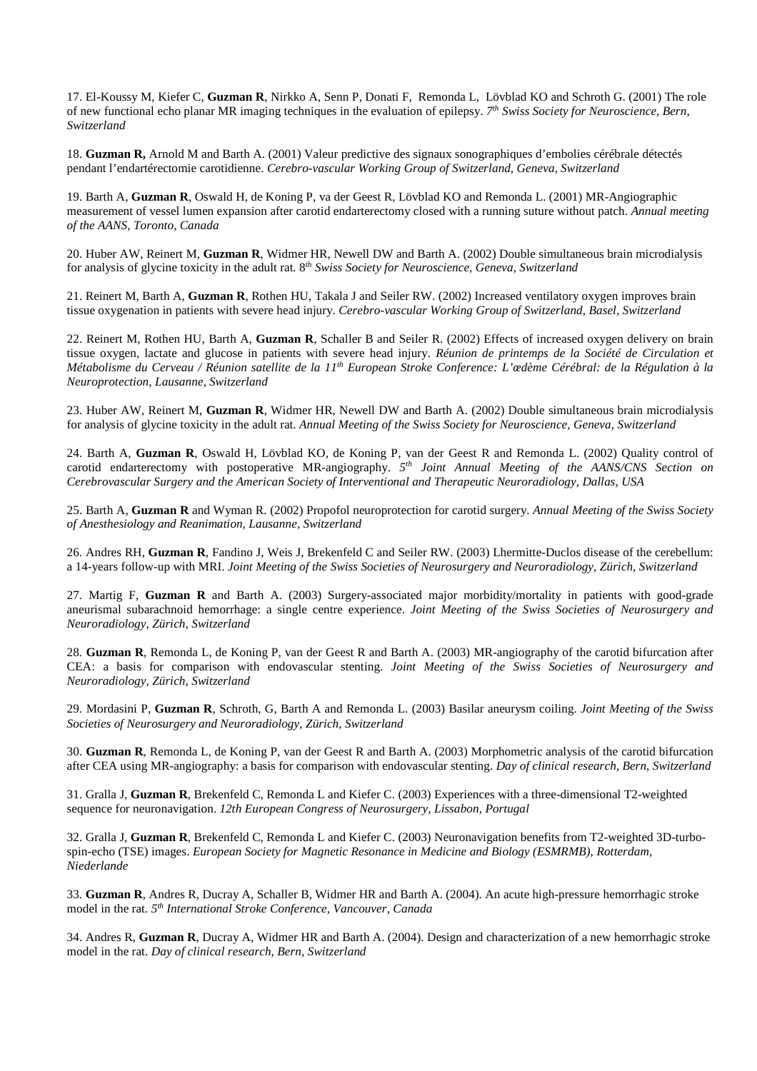17. El-Koussy M, Kiefer C, **Guzman R**, Nirkko A, Senn P, Donati F, Remonda L, Lövblad KO and Schroth G. (2001) The role of new functional echo planar MR imaging techniques in the evaluation of epilepsy. *7th Swiss Society for Neuroscience, Bern, Switzerland*

18. **Guzman R,** Arnold M and Barth A. (2001) Valeur predictive des signaux sonographiques d'embolies cérébrale détectés pendant l'endartérectomie carotidienne. *Cerebro-vascular Working Group of Switzerland, Geneva, Switzerland*

19. Barth A, **Guzman R**, Oswald H, de Koning P, va der Geest R, Lövblad KO and Remonda L. (2001) MR-Angiographic measurement of vessel lumen expansion after carotid endarterectomy closed with a running suture without patch. *Annual meeting of the AANS, Toronto, Canada*

20. Huber AW, Reinert M, **Guzman R**, Widmer HR, Newell DW and Barth A. (2002) Double simultaneous brain microdialysis for analysis of glycine toxicity in the adult rat. *8th Swiss Society for Neuroscience, Geneva, Switzerland*

21. Reinert M, Barth A, **Guzman R**, Rothen HU, Takala J and Seiler RW. (2002) Increased ventilatory oxygen improves brain tissue oxygenation in patients with severe head injury. *Cerebro-vascular Working Group of Switzerland, Basel, Switzerland*

22. Reinert M, Rothen HU, Barth A, **Guzman R**, Schaller B and Seiler R. (2002) Effects of increased oxygen delivery on brain tissue oxygen, lactate and glucose in patients with severe head injury. *Réunion de printemps de la Société de Circulation et Métabolisme du Cerveau / Réunion satellite de la 11th European Stroke Conference: L'œdème Cérébral: de la Régulation à la Neuroprotection, Lausanne, Switzerland*

23. Huber AW, Reinert M, **Guzman R**, Widmer HR, Newell DW and Barth A. (2002) Double simultaneous brain microdialysis for analysis of glycine toxicity in the adult rat. *Annual Meeting of the Swiss Society for Neuroscience, Geneva, Switzerland*

24. Barth A, **Guzman R**, Oswald H, Lövblad KO, de Koning P, van der Geest R and Remonda L. (2002) Quality control of carotid endarterectomy with postoperative MR-angiography. *5th Joint Annual Meeting of the AANS/CNS Section on Cerebrovascular Surgery and the American Society of Interventional and Therapeutic Neuroradiology, Dallas, USA*

25. Barth A, **Guzman R** and Wyman R. (2002) Propofol neuroprotection for carotid surgery. *Annual Meeting of the Swiss Society of Anesthesiology and Reanimation, Lausanne, Switzerland*

26. Andres RH, **Guzman R**, Fandino J, Weis J, Brekenfeld C and Seiler RW. (2003) Lhermitte-Duclos disease of the cerebellum: a 14-years follow-up with MRI. *Joint Meeting of the Swiss Societies of Neurosurgery and Neuroradiology, Zürich, Switzerland*

27. Martig F, **Guzman R** and Barth A. (2003) Surgery-associated major morbidity/mortality in patients with good-grade aneurismal subarachnoid hemorrhage: a single centre experience. *Joint Meeting of the Swiss Societies of Neurosurgery and Neuroradiology, Zürich, Switzerland*

28. **Guzman R**, Remonda L, de Koning P, van der Geest R and Barth A. (2003) MR-angiography of the carotid bifurcation after CEA: a basis for comparison with endovascular stenting. *Joint Meeting of the Swiss Societies of Neurosurgery and Neuroradiology, Zürich, Switzerland*

29. Mordasini P, **Guzman R**, Schroth, G, Barth A and Remonda L. (2003) Basilar aneurysm coiling. *Joint Meeting of the Swiss Societies of Neurosurgery and Neuroradiology, Zürich, Switzerland*

30. **Guzman R**, Remonda L, de Koning P, van der Geest R and Barth A. (2003) Morphometric analysis of the carotid bifurcation after CEA using MR-angiography: a basis for comparison with endovascular stenting. *Day of clinical research, Bern, Switzerland*

31. Gralla J, **Guzman R**, Brekenfeld C, Remonda L and Kiefer C. (2003) Experiences with a three-dimensional T2-weighted sequence for neuronavigation. *12th European Congress of Neurosurgery, Lissabon, Portugal*

32. Gralla J, **Guzman R**, Brekenfeld C, Remonda L and Kiefer C. (2003) Neuronavigation benefits from T2-weighted 3D-turbo-spin-echo (TSE) images. *European Society for Magnetic Resonance in Medicine and Biology (ESMRMB), Rotterdam, Niederlande*

33. **Guzman R**, Andres R, Ducray A, Schaller B, Widmer HR and Barth A. (2004). An acute high-pressure hemorrhagic stroke model in the rat. *5th International Stroke Conference, Vancouver, Canada*

34. Andres R, **Guzman R**, Ducray A, Widmer HR and Barth A. (2004). Design and characterization of a new hemorrhagic stroke model in the rat. *Day of clinical research, Bern, Switzerland*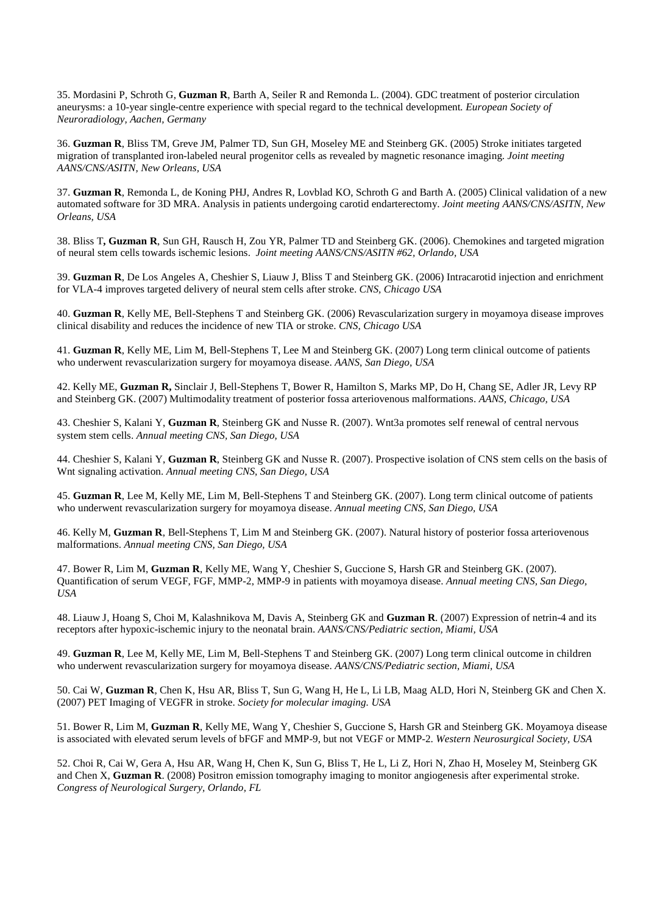35. Mordasini P, Schroth G, **Guzman R**, Barth A, Seiler R and Remonda L. (2004). GDC treatment of posterior circulation aneurysms: a 10-year single-centre experience with special regard to the technical development. *European Society of Neuroradiology, Aachen, Germany*

36. **Guzman R**, Bliss TM, Greve JM, Palmer TD, Sun GH, Moseley ME and Steinberg GK. (2005) Stroke initiates targeted migration of transplanted iron-labeled neural progenitor cells as revealed by magnetic resonance imaging. *Joint meeting AANS/CNS/ASITN, New Orleans, USA*

37. **Guzman R**, Remonda L, de Koning PHJ, Andres R, Lovblad KO, Schroth G and Barth A. (2005) Clinical validation of a new automated software for 3D MRA. Analysis in patients undergoing carotid endarterectomy. *Joint meeting AANS/CNS/ASITN, New Orleans, USA*

38. Bliss T**, Guzman R**, Sun GH, Rausch H, Zou YR, Palmer TD and Steinberg GK. (2006). Chemokines and targeted migration of neural stem cells towards ischemic lesions. *Joint meeting AANS/CNS/ASITN #62, Orlando, USA*

39. **Guzman R**, De Los Angeles A, Cheshier S, Liauw J, Bliss T and Steinberg GK. (2006) Intracarotid injection and enrichment for VLA-4 improves targeted delivery of neural stem cells after stroke. *CNS, Chicago USA*

40. **Guzman R**, Kelly ME, Bell-Stephens T and Steinberg GK. (2006) Revascularization surgery in moyamoya disease improves clinical disability and reduces the incidence of new TIA or stroke. *CNS, Chicago USA*

41. **Guzman R**, Kelly ME, Lim M, Bell-Stephens T, Lee M and Steinberg GK. (2007) Long term clinical outcome of patients who underwent revascularization surgery for moyamoya disease. *AANS, San Diego, USA*

42. Kelly ME, **Guzman R,** Sinclair J, Bell-Stephens T, Bower R, Hamilton S, Marks MP, Do H, Chang SE, Adler JR, Levy RP and Steinberg GK. (2007) Multimodality treatment of posterior fossa arteriovenous malformations. *AANS, Chicago, USA*

43. Cheshier S, Kalani Y, **Guzman R**, Steinberg GK and Nusse R. (2007). Wnt3a promotes self renewal of central nervous system stem cells. *Annual meeting CNS, San Diego, USA*

44. Cheshier S, Kalani Y, **Guzman R**, Steinberg GK and Nusse R. (2007). Prospective isolation of CNS stem cells on the basis of Wnt signaling activation. *Annual meeting CNS, San Diego, USA*

45. **Guzman R**, Lee M, Kelly ME, Lim M, Bell-Stephens T and Steinberg GK. (2007). Long term clinical outcome of patients who underwent revascularization surgery for moyamoya disease. *Annual meeting CNS, San Diego, USA*

46. Kelly M, **Guzman R**, Bell-Stephens T, Lim M and Steinberg GK. (2007). Natural history of posterior fossa arteriovenous malformations. *Annual meeting CNS, San Diego, USA*

47. Bower R, Lim M, **Guzman R**, Kelly ME, Wang Y, Cheshier S, Guccione S, Harsh GR and Steinberg GK. (2007). Quantification of serum VEGF, FGF, MMP-2, MMP-9 in patients with moyamoya disease. *Annual meeting CNS, San Diego, USA*

48. Liauw J, Hoang S, Choi M, Kalashnikova M, Davis A, Steinberg GK and **Guzman R**. (2007) Expression of netrin-4 and its receptors after hypoxic-ischemic injury to the neonatal brain. *AANS/CNS/Pediatric section, Miami, USA*

49. **Guzman R**, Lee M, Kelly ME, Lim M, Bell-Stephens T and Steinberg GK. (2007) Long term clinical outcome in children who underwent revascularization surgery for moyamoya disease. *AANS/CNS/Pediatric section, Miami, USA*

50. Cai W, **Guzman R**, Chen K, Hsu AR, Bliss T, Sun G, Wang H, He L, Li LB, Maag ALD, Hori N, Steinberg GK and Chen X. (2007) PET Imaging of VEGFR in stroke. *Society for molecular imaging. USA*

51. Bower R, Lim M, **Guzman R**, Kelly ME, Wang Y, Cheshier S, Guccione S, Harsh GR and Steinberg GK. Moyamoya disease is associated with elevated serum levels of bFGF and MMP-9, but not VEGF or MMP-2. *Western Neurosurgical Society, USA*

52. Choi R, Cai W, Gera A, Hsu AR, Wang H, Chen K, Sun G, Bliss T, He L, Li Z, Hori N, Zhao H, Moseley M, Steinberg GK and Chen X, **Guzman R**. (2008) Positron emission tomography imaging to monitor angiogenesis after experimental stroke. *Congress of Neurological Surgery, Orlando, FL*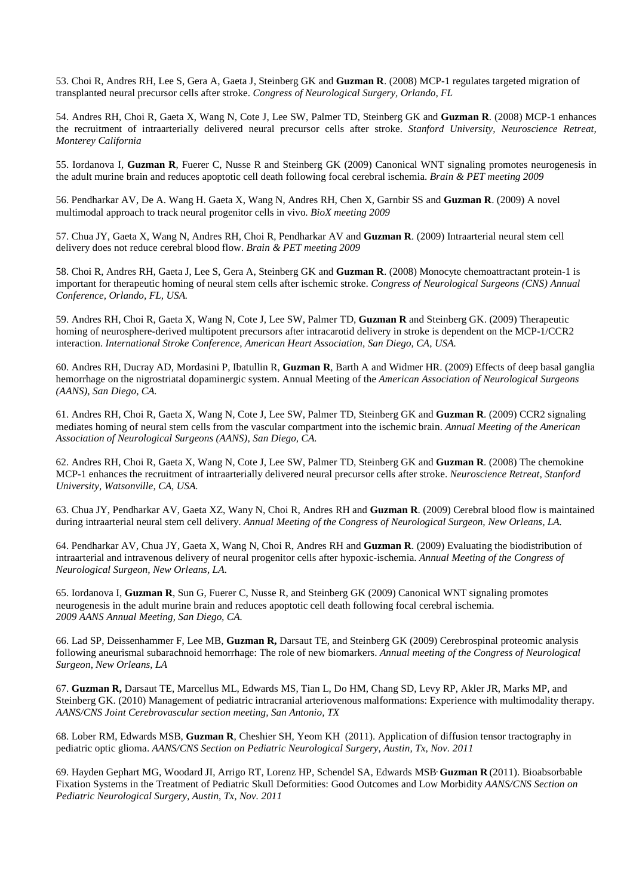53. Choi R, Andres RH, Lee S, Gera A, Gaeta J, Steinberg GK and **Guzman R**. (2008) MCP-1 regulates targeted migration of transplanted neural precursor cells after stroke. *Congress of Neurological Surgery, Orlando, FL*

54. Andres RH, Choi R, Gaeta X, Wang N, Cote J, Lee SW, Palmer TD, Steinberg GK and **Guzman R**. (2008) MCP-1 enhances the recruitment of intraarterially delivered neural precursor cells after stroke. *Stanford University, Neuroscience Retreat, Monterey California*

55. Iordanova I, **Guzman R**, Fuerer C, Nusse R and Steinberg GK (2009) Canonical WNT signaling promotes neurogenesis in the adult murine brain and reduces apoptotic cell death following focal cerebral ischemia. *Brain & PET meeting 2009*

56. Pendharkar AV, De A. Wang H. Gaeta X, Wang N, Andres RH, Chen X, Garnbir SS and **Guzman R**. (2009) A novel multimodal approach to track neural progenitor cells in vivo. *BioX meeting 2009*

57. Chua JY, Gaeta X, Wang N, Andres RH, Choi R, Pendharkar AV and **Guzman R**. (2009) Intraarterial neural stem cell delivery does not reduce cerebral blood flow. *Brain & PET meeting 2009*

58. Choi R, Andres RH, Gaeta J, Lee S, Gera A, Steinberg GK and **Guzman R**. (2008) Monocyte chemoattractant protein-1 is important for therapeutic homing of neural stem cells after ischemic stroke. *Congress of Neurological Surgeons (CNS) Annual Conference, Orlando, FL, USA.*

59. Andres RH, Choi R, Gaeta X, Wang N, Cote J, Lee SW, Palmer TD, **Guzman R** and Steinberg GK. (2009) Therapeutic homing of neurosphere-derived multipotent precursors after intracarotid delivery in stroke is dependent on the MCP-1/CCR2 interaction. *International Stroke Conference, American Heart Association, San Diego, CA, USA.*

60. Andres RH, Ducray AD, Mordasini P, Ibatullin R, **Guzman R**, Barth A and Widmer HR. (2009) Effects of deep basal ganglia hemorrhage on the nigrostriatal dopaminergic system. Annual Meeting of the *American Association of Neurological Surgeons (AANS), San Diego, CA.*

61. Andres RH, Choi R, Gaeta X, Wang N, Cote J, Lee SW, Palmer TD, Steinberg GK and **Guzman R**. (2009) CCR2 signaling mediates homing of neural stem cells from the vascular compartment into the ischemic brain. *Annual Meeting of the American Association of Neurological Surgeons (AANS), San Diego, CA.*

62. Andres RH, Choi R, Gaeta X, Wang N, Cote J, Lee SW, Palmer TD, Steinberg GK and **Guzman R**. (2008) The chemokine MCP-1 enhances the recruitment of intraarterially delivered neural precursor cells after stroke. *Neuroscience Retreat, Stanford University, Watsonville, CA, USA.*

63. Chua JY, Pendharkar AV, Gaeta XZ, Wany N, Choi R, Andres RH and **Guzman R**. (2009) Cerebral blood flow is maintained during intraarterial neural stem cell delivery. *Annual Meeting of the Congress of Neurological Surgeon, New Orleans, LA.*

64. Pendharkar AV, Chua JY, Gaeta X, Wang N, Choi R, Andres RH and **Guzman R**. (2009) Evaluating the biodistribution of intraarterial and intravenous delivery of neural progenitor cells after hypoxic-ischemia. *Annual Meeting of the Congress of Neurological Surgeon, New Orleans, LA.*

65. Iordanova I, **Guzman R**, Sun G, Fuerer C, Nusse R, and Steinberg GK (2009) Canonical WNT signaling promotes neurogenesis in the adult murine brain and reduces apoptotic cell death following focal cerebral ischemia. *2009 AANS Annual Meeting, San Diego, CA.*

66. Lad SP, Deissenhammer F, Lee MB, **Guzman R,** Darsaut TE, and Steinberg GK (2009) Cerebrospinal proteomic analysis following aneurismal subarachnoid hemorrhage: The role of new biomarkers. *Annual meeting of the Congress of Neurological Surgeon, New Orleans, LA*

67. **Guzman R,** Darsaut TE, Marcellus ML, Edwards MS, Tian L, Do HM, Chang SD, Levy RP, Akler JR, Marks MP, and Steinberg GK. (2010) Management of pediatric intracranial arteriovenous malformations: Experience with multimodality therapy. *AANS/CNS Joint Cerebrovascular section meeting, San Antonio, TX*

68. Lober RM, Edwards MSB, **Guzman R**, Cheshier SH, Yeom KH (2011). Application of diffusion tensor tractography in pediatric optic glioma. *AANS/CNS Section on Pediatric Neurological Surgery, Austin, Tx, Nov. 2011*

69. Hayden Gephart MG, Woodard JI, Arrigo RT, Lorenz HP, Schendel SA, Edwards MSB, **Guzman R** (2011). Bioabsorbable Fixation Systems in the Treatment of Pediatric Skull Deformities: Good Outcomes and Low Morbidity *AANS/CNS Section on Pediatric Neurological Surgery, Austin, Tx, Nov. 2011*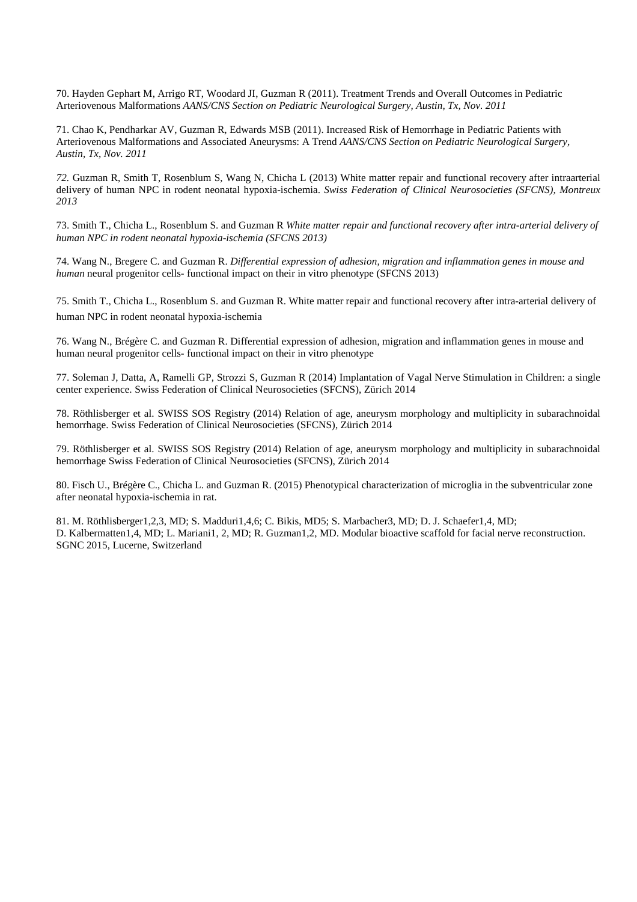70. Hayden Gephart M, Arrigo RT, Woodard JI, Guzman R (2011). Treatment Trends and Overall Outcomes in Pediatric Arteriovenous Malformations *AANS/CNS Section on Pediatric Neurological Surgery, Austin, Tx, Nov. 2011*

71. Chao K, Pendharkar AV, Guzman R, Edwards MSB (2011). Increased Risk of Hemorrhage in Pediatric Patients with Arteriovenous Malformations and Associated Aneurysms: A Trend *AANS/CNS Section on Pediatric Neurological Surgery, Austin, Tx, Nov. 2011*

*72.* Guzman R, Smith T, Rosenblum S, Wang N, Chicha L (2013) White matter repair and functional recovery after intraarterial delivery of human NPC in rodent neonatal hypoxia-ischemia. *Swiss Federation of Clinical Neurosocieties (SFCNS), Montreux 2013*

73. Smith T., Chicha L., Rosenblum S. and Guzman R *White matter repair and functional recovery after intra-arterial delivery of human NPC in rodent neonatal hypoxia-ischemia (SFCNS 2013)*

74. Wang N., Bregere C. and Guzman R. *Differential expression of adhesion, migration and inflammation genes in mouse and human* neural progenitor cells- functional impact on their in vitro phenotype (SFCNS 2013)

75. Smith T., Chicha L., Rosenblum S. and Guzman R. White matter repair and functional recovery after intra-arterial delivery of human NPC in rodent neonatal hypoxia-ischemia

76. Wang N., Brégère C. and Guzman R. Differential expression of adhesion, migration and inflammation genes in mouse and human neural progenitor cells- functional impact on their in vitro phenotype

77. Soleman J, Datta, A, Ramelli GP, Strozzi S, Guzman R (2014) Implantation of Vagal Nerve Stimulation in Children: a single center experience. Swiss Federation of Clinical Neurosocieties (SFCNS), Zürich 2014

78. Röthlisberger et al. SWISS SOS Registry (2014) Relation of age, aneurysm morphology and multiplicity in subarachnoidal hemorrhage. Swiss Federation of Clinical Neurosocieties (SFCNS), Zürich 2014

79. Röthlisberger et al. SWISS SOS Registry (2014) Relation of age, aneurysm morphology and multiplicity in subarachnoidal hemorrhage Swiss Federation of Clinical Neurosocieties (SFCNS), Zürich 2014

80. Fisch U., Brégère C., Chicha L. and Guzman R. (2015) Phenotypical characterization of microglia in the subventricular zone after neonatal hypoxia-ischemia in rat.

81. M. Röthlisberger[1,2,3], MD; S. Madduri[1,4,6]; C. Bikis, MD[5]; S. Marbacher[3], MD; D. J. Schaefer[1,4], MD; D. Kalbermatten[1,4], MD; L. Mariani[1, 2], MD; R. Guzman[1,2], MD. Modular bioactive scaffold for facial nerve reconstruction. SGNC 2015, Lucerne, Switzerland